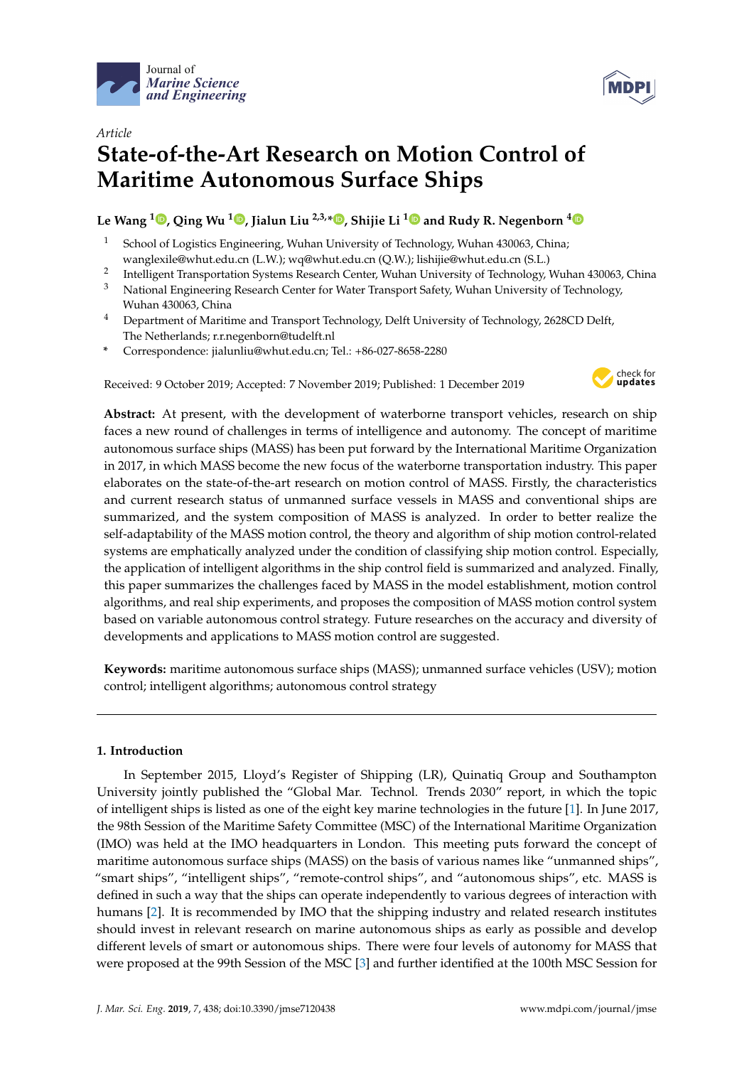*Article*

# State-of-the-Art Research on Motion Control of Maritime Autonomous Surface Ships

**Le Wang [1], Qing Wu [1], Jialun Liu [2,3,*], Shijie Li [1] and Rudy R. Negenborn [4]**

[1] School of Logistics Engineering, Wuhan University of Technology, Wuhan 430063, China; wanglexile@whut.edu.cn (L.W.); wq@whut.edu.cn (Q.W.); lishijie@whut.edu.cn (S.L.)

[2] Intelligent Transportation Systems Research Center, Wuhan University of Technology, Wuhan 430063, China

[3] National Engineering Research Center for Water Transport Safety, Wuhan University of Technology, Wuhan 430063, China

[4] Department of Maritime and Transport Technology, Delft University of Technology, 2628CD Delft, The Netherlands; r.r.negenborn@tudelft.nl

* Correspondence: jialunliu@whut.edu.cn; Tel.: +86-027-8658-2280

Received: 9 October 2019; Accepted: 7 November 2019; Published: 1 December 2019

**Abstract:** At present, with the development of waterborne transport vehicles, research on ship faces a new round of challenges in terms of intelligence and autonomy. The concept of maritime autonomous surface ships (MASS) has been put forward by the International Maritime Organization in 2017, in which MASS become the new focus of the waterborne transportation industry. This paper elaborates on the state-of-the-art research on motion control of MASS. Firstly, the characteristics and current research status of unmanned surface vessels in MASS and conventional ships are summarized, and the system composition of MASS is analyzed. In order to better realize the self-adaptability of the MASS motion control, the theory and algorithm of ship motion control-related systems are emphatically analyzed under the condition of classifying ship motion control. Especially, the application of intelligent algorithms in the ship control field is summarized and analyzed. Finally, this paper summarizes the challenges faced by MASS in the model establishment, motion control algorithms, and real ship experiments, and proposes the composition of MASS motion control system based on variable autonomous control strategy. Future researches on the accuracy and diversity of developments and applications to MASS motion control are suggested.

**Keywords:** maritime autonomous surface ships (MASS); unmanned surface vehicles (USV); motion control; intelligent algorithms; autonomous control strategy

## 1. Introduction

In September 2015, Lloyd's Register of Shipping (LR), Quinatiq Group and Southampton University jointly published the "Global Mar. Technol. Trends 2030" report, in which the topic of intelligent ships is listed as one of the eight key marine technologies in the future [1]. In June 2017, the 98th Session of the Maritime Safety Committee (MSC) of the International Maritime Organization (IMO) was held at the IMO headquarters in London. This meeting puts forward the concept of maritime autonomous surface ships (MASS) on the basis of various names like "unmanned ships", "smart ships", "intelligent ships", "remote-control ships", and "autonomous ships", etc. MASS is defined in such a way that the ships can operate independently to various degrees of interaction with humans [2]. It is recommended by IMO that the shipping industry and related research institutes should invest in relevant research on marine autonomous ships as early as possible and develop different levels of smart or autonomous ships. There were four levels of autonomy for MASS that were proposed at the 99th Session of the MSC [3] and further identified at the 100th MSC Session for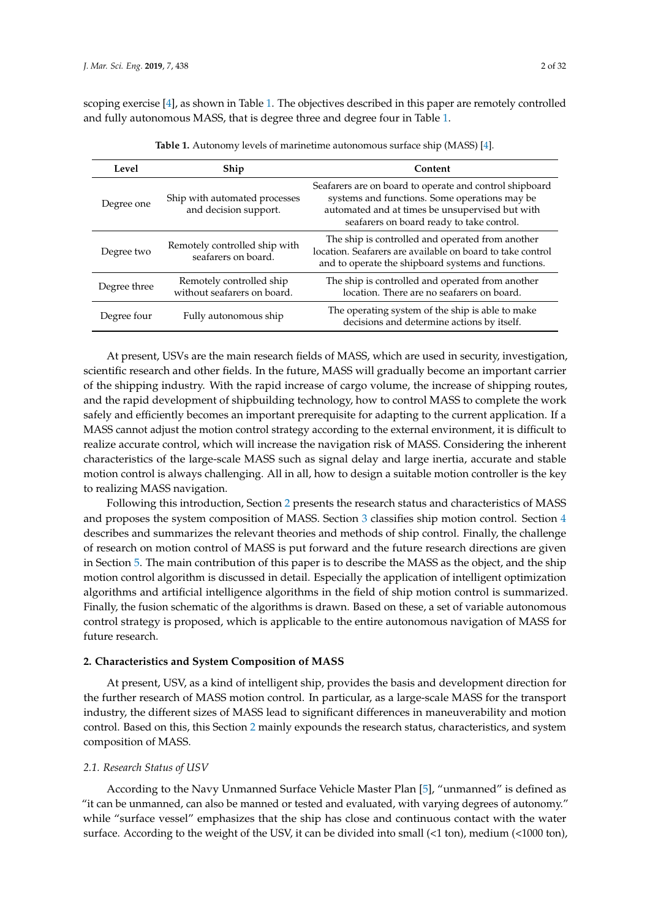scoping exercise [4], as shown in Table 1. The objectives described in this paper are remotely controlled and fully autonomous MASS, that is degree three and degree four in Table 1.

**Table 1.** Autonomy levels of marinetime autonomous surface ship (MASS) [4].

| Level | Ship | Content |
|---|---|---|
| Degree one | Ship with automated processes and decision support. | Seafarers are on board to operate and control shipboard systems and functions. Some operations may be automated and at times be unsupervised but with seafarers on board ready to take control. |
| Degree two | Remotely controlled ship with seafarers on board. | The ship is controlled and operated from another location. Seafarers are available on board to take control and to operate the shipboard systems and functions. |
| Degree three | Remotely controlled ship without seafarers on board. | The ship is controlled and operated from another location. There are no seafarers on board. |
| Degree four | Fully autonomous ship | The operating system of the ship is able to make decisions and determine actions by itself. |

At present, USVs are the main research fields of MASS, which are used in security, investigation, scientific research and other fields. In the future, MASS will gradually become an important carrier of the shipping industry. With the rapid increase of cargo volume, the increase of shipping routes, and the rapid development of shipbuilding technology, how to control MASS to complete the work safely and efficiently becomes an important prerequisite for adapting to the current application. If a MASS cannot adjust the motion control strategy according to the external environment, it is difficult to realize accurate control, which will increase the navigation risk of MASS. Considering the inherent characteristics of the large-scale MASS such as signal delay and large inertia, accurate and stable motion control is always challenging. All in all, how to design a suitable motion controller is the key to realizing MASS navigation.

Following this introduction, Section 2 presents the research status and characteristics of MASS and proposes the system composition of MASS. Section 3 classifies ship motion control. Section 4 describes and summarizes the relevant theories and methods of ship control. Finally, the challenge of research on motion control of MASS is put forward and the future research directions are given in Section 5. The main contribution of this paper is to describe the MASS as the object, and the ship motion control algorithm is discussed in detail. Especially the application of intelligent optimization algorithms and artificial intelligence algorithms in the field of ship motion control is summarized. Finally, the fusion schematic of the algorithms is drawn. Based on these, a set of variable autonomous control strategy is proposed, which is applicable to the entire autonomous navigation of MASS for future research.

## 2. Characteristics and System Composition of MASS

At present, USV, as a kind of intelligent ship, provides the basis and development direction for the further research of MASS motion control. In particular, as a large-scale MASS for the transport industry, the different sizes of MASS lead to significant differences in maneuverability and motion control. Based on this, this Section 2 mainly expounds the research status, characteristics, and system composition of MASS.

### *2.1. Research Status of USV*

According to the Navy Unmanned Surface Vehicle Master Plan [5], "unmanned" is defined as "it can be unmanned, can also be manned or tested and evaluated, with varying degrees of autonomy." while "surface vessel" emphasizes that the ship has close and continuous contact with the water surface. According to the weight of the USV, it can be divided into small (<1 ton), medium (<1000 ton),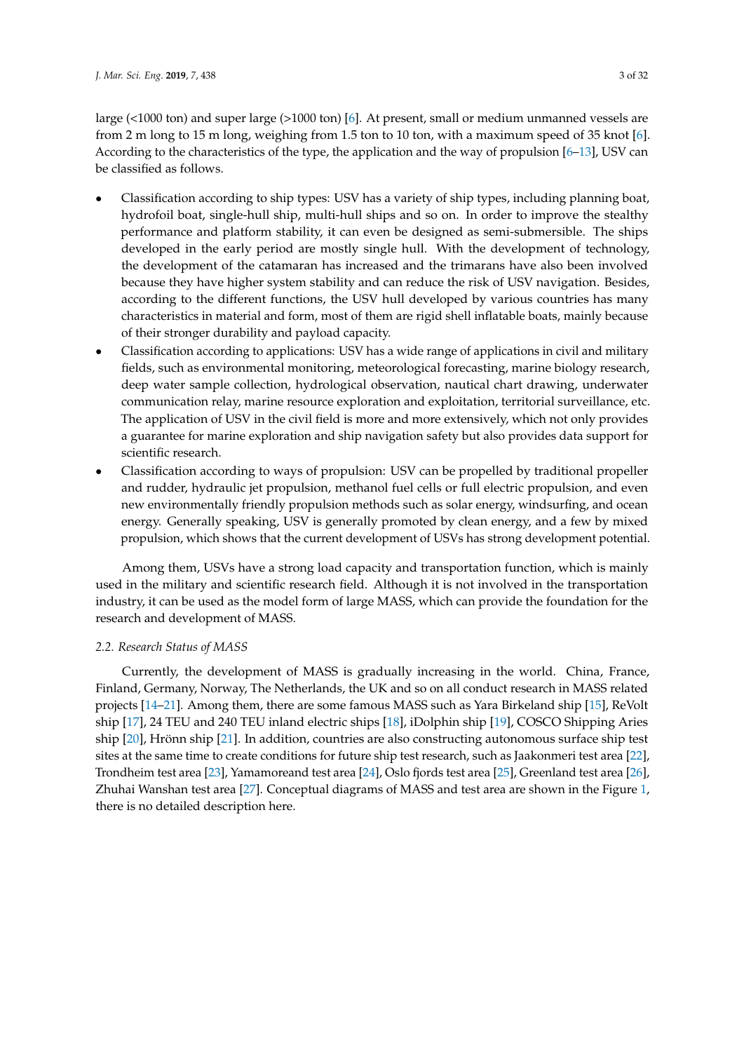large (<1000 ton) and super large (>1000 ton) [6]. At present, small or medium unmanned vessels are from 2 m long to 15 m long, weighing from 1.5 ton to 10 ton, with a maximum speed of 35 knot [6]. According to the characteristics of the type, the application and the way of propulsion [6–13], USV can be classified as follows.

- Classification according to ship types: USV has a variety of ship types, including planning boat, hydrofoil boat, single-hull ship, multi-hull ships and so on. In order to improve the stealthy performance and platform stability, it can even be designed as semi-submersible. The ships developed in the early period are mostly single hull. With the development of technology, the development of the catamaran has increased and the trimarans have also been involved because they have higher system stability and can reduce the risk of USV navigation. Besides, according to the different functions, the USV hull developed by various countries has many characteristics in material and form, most of them are rigid shell inflatable boats, mainly because of their stronger durability and payload capacity.
- Classification according to applications: USV has a wide range of applications in civil and military fields, such as environmental monitoring, meteorological forecasting, marine biology research, deep water sample collection, hydrological observation, nautical chart drawing, underwater communication relay, marine resource exploration and exploitation, territorial surveillance, etc. The application of USV in the civil field is more and more extensively, which not only provides a guarantee for marine exploration and ship navigation safety but also provides data support for scientific research.
- Classification according to ways of propulsion: USV can be propelled by traditional propeller and rudder, hydraulic jet propulsion, methanol fuel cells or full electric propulsion, and even new environmentally friendly propulsion methods such as solar energy, windsurfing, and ocean energy. Generally speaking, USV is generally promoted by clean energy, and a few by mixed propulsion, which shows that the current development of USVs has strong development potential.

Among them, USVs have a strong load capacity and transportation function, which is mainly used in the military and scientific research field. Although it is not involved in the transportation industry, it can be used as the model form of large MASS, which can provide the foundation for the research and development of MASS.

### 2.2. Research Status of MASS

Currently, the development of MASS is gradually increasing in the world. China, France, Finland, Germany, Norway, The Netherlands, the UK and so on all conduct research in MASS related projects [14–21]. Among them, there are some famous MASS such as Yara Birkeland ship [15], ReVolt ship [17], 24 TEU and 240 TEU inland electric ships [18], iDolphin ship [19], COSCO Shipping Aries ship [20], Hrönn ship [21]. In addition, countries are also constructing autonomous surface ship test sites at the same time to create conditions for future ship test research, such as Jaakonmeri test area [22], Trondheim test area [23], Yamamoreand test area [24], Oslo fjords test area [25], Greenland test area [26], Zhuhai Wanshan test area [27]. Conceptual diagrams of MASS and test area are shown in the Figure 1, there is no detailed description here.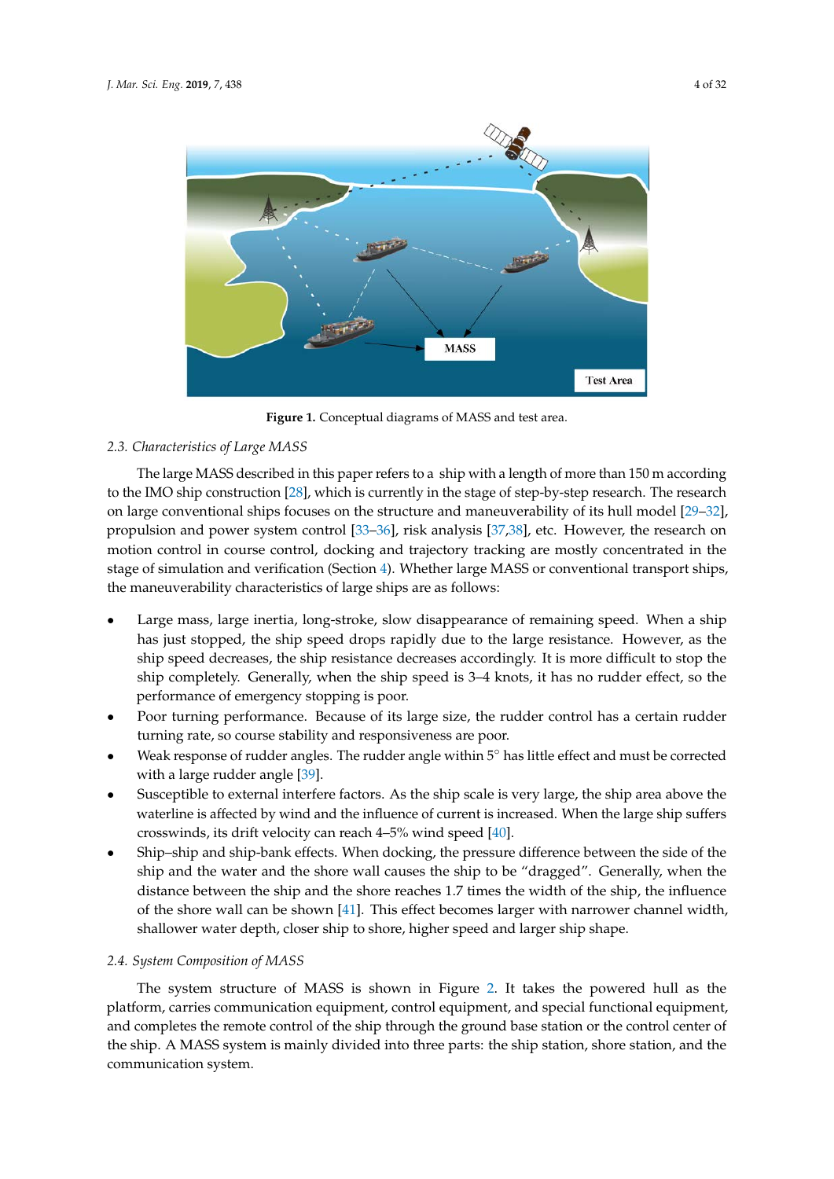Figure 1. Conceptual diagrams of MASS and test area.

### 2.3. Characteristics of Large MASS

The large MASS described in this paper refers to a ship with a length of more than 150 m according to the IMO ship construction [28], which is currently in the stage of step-by-step research. The research on large conventional ships focuses on the structure and maneuverability of its hull model [29–32], propulsion and power system control [33–36], risk analysis [37,38], etc. However, the research on motion control in course control, docking and trajectory tracking are mostly concentrated in the stage of simulation and verification (Section 4). Whether large MASS or conventional transport ships, the maneuverability characteristics of large ships are as follows:

- Large mass, large inertia, long-stroke, slow disappearance of remaining speed. When a ship has just stopped, the ship speed drops rapidly due to the large resistance. However, as the ship speed decreases, the ship resistance decreases accordingly. It is more difficult to stop the ship completely. Generally, when the ship speed is 3–4 knots, it has no rudder effect, so the performance of emergency stopping is poor.
- Poor turning performance. Because of its large size, the rudder control has a certain rudder turning rate, so course stability and responsiveness are poor.
- Weak response of rudder angles. The rudder angle within 5° has little effect and must be corrected with a large rudder angle [39].
- Susceptible to external interfere factors. As the ship scale is very large, the ship area above the waterline is affected by wind and the influence of current is increased. When the large ship suffers crosswinds, its drift velocity can reach 4–5% wind speed [40].
- Ship–ship and ship-bank effects. When docking, the pressure difference between the side of the ship and the water and the shore wall causes the ship to be "dragged". Generally, when the distance between the ship and the shore reaches 1.7 times the width of the ship, the influence of the shore wall can be shown [41]. This effect becomes larger with narrower channel width, shallower water depth, closer ship to shore, higher speed and larger ship shape.

### 2.4. System Composition of MASS

The system structure of MASS is shown in Figure 2. It takes the powered hull as the platform, carries communication equipment, control equipment, and special functional equipment, and completes the remote control of the ship through the ground base station or the control center of the ship. A MASS system is mainly divided into three parts: the ship station, shore station, and the communication system.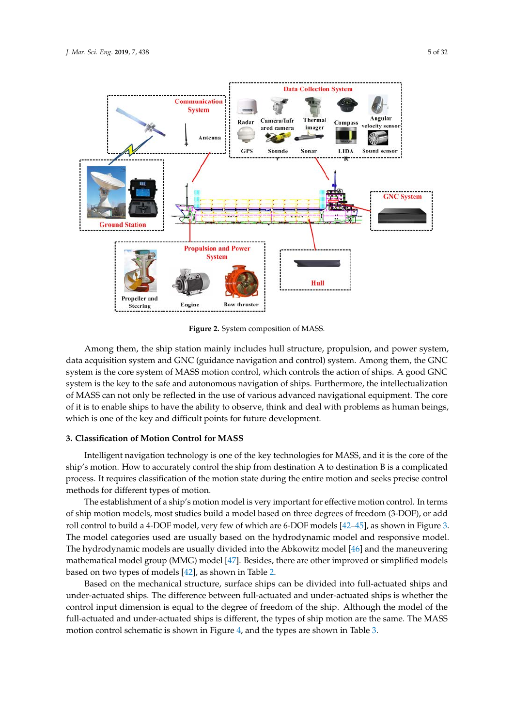**Figure 2.** System composition of MASS.

Among them, the ship station mainly includes hull structure, propulsion, and power system, data acquisition system and GNC (guidance navigation and control) system. Among them, the GNC system is the core system of MASS motion control, which controls the action of ships. A good GNC system is the key to the safe and autonomous navigation of ships. Furthermore, the intellectualization of MASS can not only be reflected in the use of various advanced navigational equipment. The core of it is to enable ships to have the ability to observe, think and deal with problems as human beings, which is one of the key and difficult points for future development.

## 3. Classification of Motion Control for MASS

Intelligent navigation technology is one of the key technologies for MASS, and it is the core of the ship's motion. How to accurately control the ship from destination A to destination B is a complicated process. It requires classification of the motion state during the entire motion and seeks precise control methods for different types of motion.

The establishment of a ship's motion model is very important for effective motion control. In terms of ship motion models, most studies build a model based on three degrees of freedom (3-DOF), or add roll control to build a 4-DOF model, very few of which are 6-DOF models [42–45], as shown in Figure 3. The model categories used are usually based on the hydrodynamic model and responsive model. The hydrodynamic models are usually divided into the Abkowitz model [46] and the maneuvering mathematical model group (MMG) model [47]. Besides, there are other improved or simplified models based on two types of models [42], as shown in Table 2.

Based on the mechanical structure, surface ships can be divided into full-actuated ships and under-actuated ships. The difference between full-actuated and under-actuated ships is whether the control input dimension is equal to the degree of freedom of the ship. Although the model of the full-actuated and under-actuated ships is different, the types of ship motion are the same. The MASS motion control schematic is shown in Figure 4, and the types are shown in Table 3.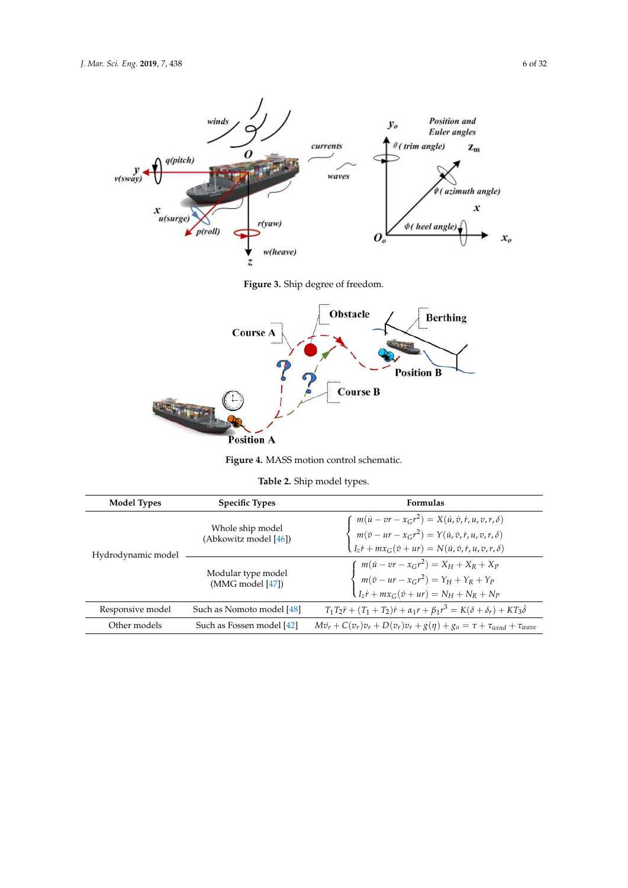Figure 3. Ship degree of freedom.

Figure 4. MASS motion control schematic.

Table 2. Ship model types.

| Model Types | Specific Types | Formulas |
| --- | --- | --- |
| Hydrodynamic model | Whole ship model (Abkowitz model [46]) | $\begin{cases} m(\dot{u} - vr - x_G r^2) = X(\dot{u}, \dot{v}, \dot{r}, u, v, r, \delta) \\ m(\dot{v} - ur - x_G r^2) = Y(\dot{u}, \dot{v}, \dot{r}, u, v, r, \delta) \\ I_z \dot{r} + m x_G(\dot{v} + ur) = N(\dot{u}, \dot{v}, \dot{r}, u, v, r, \delta) \end{cases}$ |
| | Modular type model (MMG model [47]) | $\begin{cases} m(\dot{u} - vr - x_G r^2) = X_H + X_R + X_P \\ m(\dot{v} - ur - x_G r^2) = Y_H + Y_R + Y_P \\ I_z \dot{r} + m x_G(\dot{v} + ur) = N_H + N_R + N_P \end{cases}$ |
| Responsive model | Such as Nomoto model [48] | $T_1 T_2 \ddot{r} + (T_1 + T_2)\dot{r} + \alpha_1 r + \beta_1 r^3 = K(\delta + \delta_r) + K T_3 \dot{\delta}$ |
| Other models | Such as Fossen model [42] | $M\dot{v}_r + C(v_r)v_r + D(v_r)v_r + g(\eta) + g_o = \tau + \tau_{wind} + \tau_{wave}$ |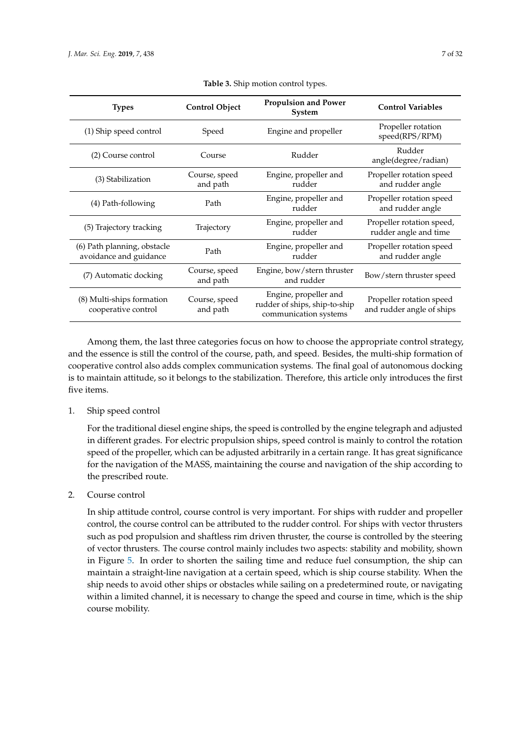**Table 3.** Ship motion control types.

| Types | Control Object | Propulsion and Power System | Control Variables |
|---|---|---|---|
| (1) Ship speed control | Speed | Engine and propeller | Propeller rotation speed(RPS/RPM) |
| (2) Course control | Course | Rudder | Rudder angle(degree/radian) |
| (3) Stabilization | Course, speed and path | Engine, propeller and rudder | Propeller rotation speed and rudder angle |
| (4) Path-following | Path | Engine, propeller and rudder | Propeller rotation speed and rudder angle |
| (5) Trajectory tracking | Trajectory | Engine, propeller and rudder | Propeller rotation speed, rudder angle and time |
| (6) Path planning, obstacle avoidance and guidance | Path | Engine, propeller and rudder | Propeller rotation speed and rudder angle |
| (7) Automatic docking | Course, speed and path | Engine, bow/stern thruster and rudder | Bow/stern thruster speed |
| (8) Multi-ships formation cooperative control | Course, speed and path | Engine, propeller and rudder of ships, ship-to-ship communication systems | Propeller rotation speed and rudder angle of ships |

Among them, the last three categories focus on how to choose the appropriate control strategy, and the essence is still the control of the course, path, and speed. Besides, the multi-ship formation of cooperative control also adds complex communication systems. The final goal of autonomous docking is to maintain attitude, so it belongs to the stabilization. Therefore, this article only introduces the first five items.

1. Ship speed control

   For the traditional diesel engine ships, the speed is controlled by the engine telegraph and adjusted in different grades. For electric propulsion ships, speed control is mainly to control the rotation speed of the propeller, which can be adjusted arbitrarily in a certain range. It has great significance for the navigation of the MASS, maintaining the course and navigation of the ship according to the prescribed route.

2. Course control

   In ship attitude control, course control is very important. For ships with rudder and propeller control, the course control can be attributed to the rudder control. For ships with vector thrusters such as pod propulsion and shaftless rim driven thruster, the course is controlled by the steering of vector thrusters. The course control mainly includes two aspects: stability and mobility, shown in Figure 5. In order to shorten the sailing time and reduce fuel consumption, the ship can maintain a straight-line navigation at a certain speed, which is ship course stability. When the ship needs to avoid other ships or obstacles while sailing on a predetermined route, or navigating within a limited channel, it is necessary to change the speed and course in time, which is the ship course mobility.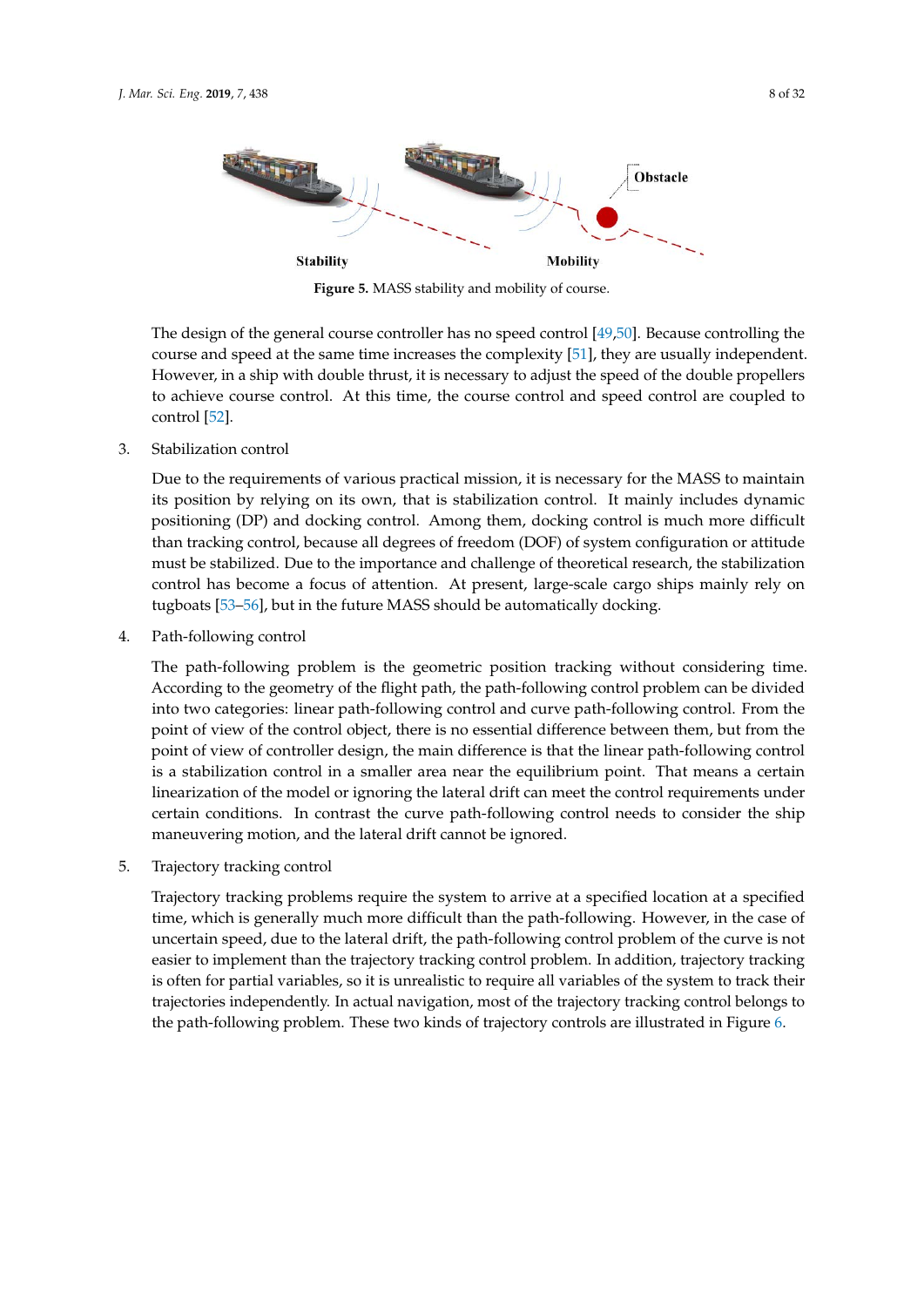Obstacle

Stability

Mobility

**Figure 5.** MASS stability and mobility of course.

The design of the general course controller has no speed control [49,50]. Because controlling the course and speed at the same time increases the complexity [51], they are usually independent. However, in a ship with double thrust, it is necessary to adjust the speed of the double propellers to achieve course control. At this time, the course control and speed control are coupled to control [52].

3. Stabilization control

   Due to the requirements of various practical mission, it is necessary for the MASS to maintain its position by relying on its own, that is stabilization control. It mainly includes dynamic positioning (DP) and docking control. Among them, docking control is much more difficult than tracking control, because all degrees of freedom (DOF) of system configuration or attitude must be stabilized. Due to the importance and challenge of theoretical research, the stabilization control has become a focus of attention. At present, large-scale cargo ships mainly rely on tugboats [53–56], but in the future MASS should be automatically docking.

4. Path-following control

   The path-following problem is the geometric position tracking without considering time. According to the geometry of the flight path, the path-following control problem can be divided into two categories: linear path-following control and curve path-following control. From the point of view of the control object, there is no essential difference between them, but from the point of view of controller design, the main difference is that the linear path-following control is a stabilization control in a smaller area near the equilibrium point. That means a certain linearization of the model or ignoring the lateral drift can meet the control requirements under certain conditions. In contrast the curve path-following control needs to consider the ship maneuvering motion, and the lateral drift cannot be ignored.

5. Trajectory tracking control

   Trajectory tracking problems require the system to arrive at a specified location at a specified time, which is generally much more difficult than the path-following. However, in the case of uncertain speed, due to the lateral drift, the path-following control problem of the curve is not easier to implement than the trajectory tracking control problem. In addition, trajectory tracking is often for partial variables, so it is unrealistic to require all variables of the system to track their trajectories independently. In actual navigation, most of the trajectory tracking control belongs to the path-following problem. These two kinds of trajectory controls are illustrated in Figure 6.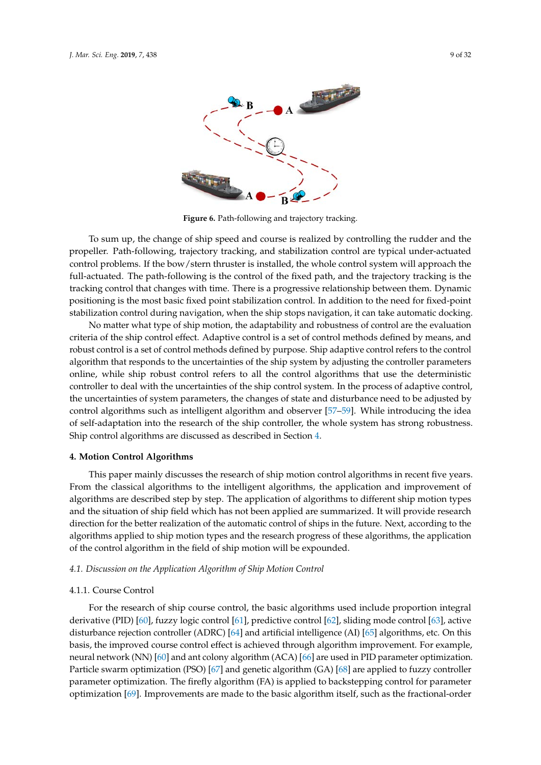B A

A B

**Figure 6.** Path-following and trajectory tracking.

To sum up, the change of ship speed and course is realized by controlling the rudder and the propeller. Path-following, trajectory tracking, and stabilization control are typical under-actuated control problems. If the bow/stern thruster is installed, the whole control system will approach the full-actuated. The path-following is the control of the fixed path, and the trajectory tracking is the tracking control that changes with time. There is a progressive relationship between them. Dynamic positioning is the most basic fixed point stabilization control. In addition to the need for fixed-point stabilization control during navigation, when the ship stops navigation, it can take automatic docking.

No matter what type of ship motion, the adaptability and robustness of control are the evaluation criteria of the ship control effect. Adaptive control is a set of control methods defined by means, and robust control is a set of control methods defined by purpose. Ship adaptive control refers to the control algorithm that responds to the uncertainties of the ship system by adjusting the controller parameters online, while ship robust control refers to all the control algorithms that use the deterministic controller to deal with the uncertainties of the ship control system. In the process of adaptive control, the uncertainties of system parameters, the changes of state and disturbance need to be adjusted by control algorithms such as intelligent algorithm and observer [57–59]. While introducing the idea of self-adaptation into the research of the ship controller, the whole system has strong robustness. Ship control algorithms are discussed as described in Section 4.

## 4. Motion Control Algorithms

This paper mainly discusses the research of ship motion control algorithms in recent five years. From the classical algorithms to the intelligent algorithms, the application and improvement of algorithms are described step by step. The application of algorithms to different ship motion types and the situation of ship field which has not been applied are summarized. It will provide research direction for the better realization of the automatic control of ships in the future. Next, according to the algorithms applied to ship motion types and the research progress of these algorithms, the application of the control algorithm in the field of ship motion will be expounded.

### *4.1. Discussion on the Application Algorithm of Ship Motion Control*

#### 4.1.1. Course Control

For the research of ship course control, the basic algorithms used include proportion integral derivative (PID) [60], fuzzy logic control [61], predictive control [62], sliding mode control [63], active disturbance rejection controller (ADRC) [64] and artificial intelligence (AI) [65] algorithms, etc. On this basis, the improved course control effect is achieved through algorithm improvement. For example, neural network (NN) [60] and ant colony algorithm (ACA) [66] are used in PID parameter optimization. Particle swarm optimization (PSO) [67] and genetic algorithm (GA) [68] are applied to fuzzy controller parameter optimization. The firefly algorithm (FA) is applied to backstepping control for parameter optimization [69]. Improvements are made to the basic algorithm itself, such as the fractional-order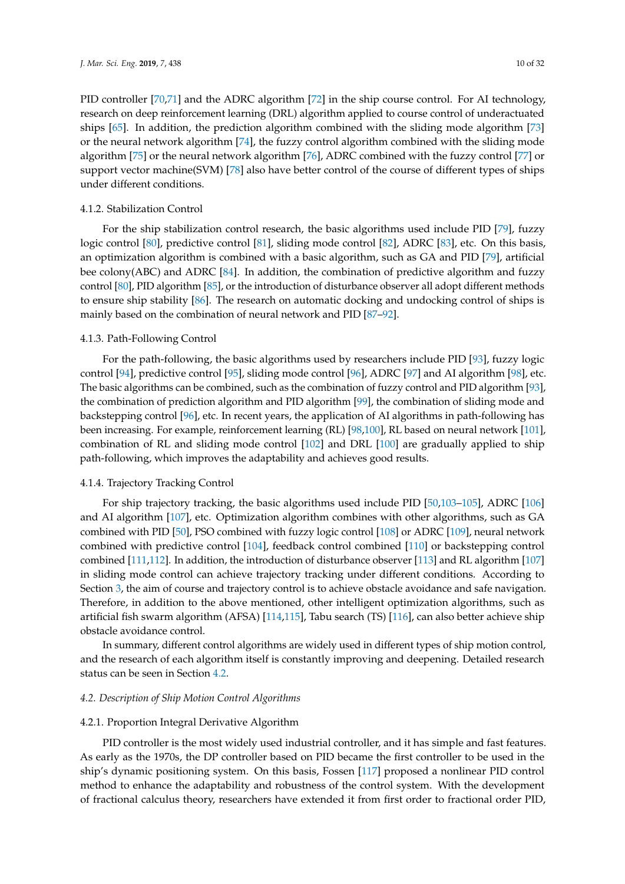PID controller [70,71] and the ADRC algorithm [72] in the ship course control. For AI technology, research on deep reinforcement learning (DRL) algorithm applied to course control of underactuated ships [65]. In addition, the prediction algorithm combined with the sliding mode algorithm [73] or the neural network algorithm [74], the fuzzy control algorithm combined with the sliding mode algorithm [75] or the neural network algorithm [76], ADRC combined with the fuzzy control [77] or support vector machine(SVM) [78] also have better control of the course of different types of ships under different conditions.

#### 4.1.2. Stabilization Control

For the ship stabilization control research, the basic algorithms used include PID [79], fuzzy logic control [80], predictive control [81], sliding mode control [82], ADRC [83], etc. On this basis, an optimization algorithm is combined with a basic algorithm, such as GA and PID [79], artificial bee colony(ABC) and ADRC [84]. In addition, the combination of predictive algorithm and fuzzy control [80], PID algorithm [85], or the introduction of disturbance observer all adopt different methods to ensure ship stability [86]. The research on automatic docking and undocking control of ships is mainly based on the combination of neural network and PID [87–92].

#### 4.1.3. Path-Following Control

For the path-following, the basic algorithms used by researchers include PID [93], fuzzy logic control [94], predictive control [95], sliding mode control [96], ADRC [97] and AI algorithm [98], etc. The basic algorithms can be combined, such as the combination of fuzzy control and PID algorithm [93], the combination of prediction algorithm and PID algorithm [99], the combination of sliding mode and backstepping control [96], etc. In recent years, the application of AI algorithms in path-following has been increasing. For example, reinforcement learning (RL) [98,100], RL based on neural network [101], combination of RL and sliding mode control [102] and DRL [100] are gradually applied to ship path-following, which improves the adaptability and achieves good results.

#### 4.1.4. Trajectory Tracking Control

For ship trajectory tracking, the basic algorithms used include PID [50,103–105], ADRC [106] and AI algorithm [107], etc. Optimization algorithm combines with other algorithms, such as GA combined with PID [50], PSO combined with fuzzy logic control [108] or ADRC [109], neural network combined with predictive control [104], feedback control combined [110] or backstepping control combined [111,112]. In addition, the introduction of disturbance observer [113] and RL algorithm [107] in sliding mode control can achieve trajectory tracking under different conditions. According to Section 3, the aim of course and trajectory control is to achieve obstacle avoidance and safe navigation. Therefore, in addition to the above mentioned, other intelligent optimization algorithms, such as artificial fish swarm algorithm (AFSA) [114,115], Tabu search (TS) [116], can also better achieve ship obstacle avoidance control.

In summary, different control algorithms are widely used in different types of ship motion control, and the research of each algorithm itself is constantly improving and deepening. Detailed research status can be seen in Section 4.2.

### *4.2. Description of Ship Motion Control Algorithms*

#### 4.2.1. Proportion Integral Derivative Algorithm

PID controller is the most widely used industrial controller, and it has simple and fast features. As early as the 1970s, the DP controller based on PID became the first controller to be used in the ship's dynamic positioning system. On this basis, Fossen [117] proposed a nonlinear PID control method to enhance the adaptability and robustness of the control system. With the development of fractional calculus theory, researchers have extended it from first order to fractional order PID,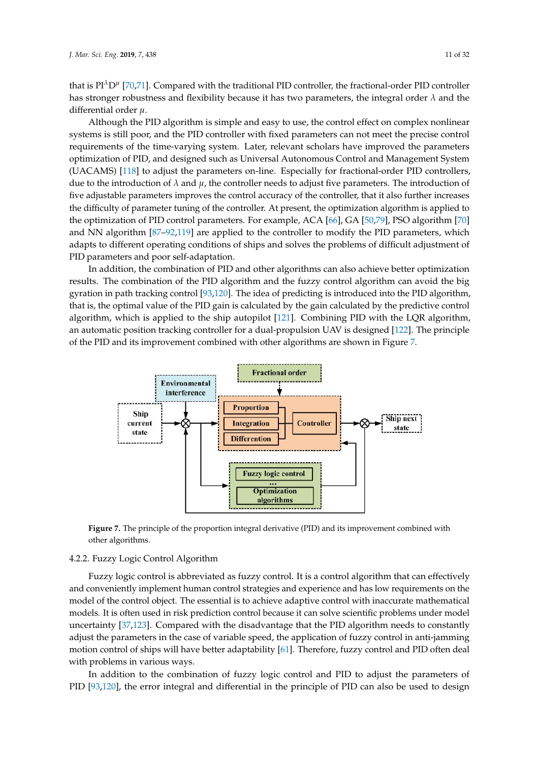that is $PI^{\lambda}D^{\mu}$ [70,71]. Compared with the traditional PID controller, the fractional-order PID controller has stronger robustness and flexibility because it has two parameters, the integral order $\lambda$ and the differential order $\mu$.

Although the PID algorithm is simple and easy to use, the control effect on complex nonlinear systems is still poor, and the PID controller with fixed parameters can not meet the precise control requirements of the time-varying system. Later, relevant scholars have improved the parameters optimization of PID, and designed such as Universal Autonomous Control and Management System (UACAMS) [118] to adjust the parameters on-line. Especially for fractional-order PID controllers, due to the introduction of $\lambda$ and $\mu$, the controller needs to adjust five parameters. The introduction of five adjustable parameters improves the control accuracy of the controller, that it also further increases the difficulty of parameter tuning of the controller. At present, the optimization algorithm is applied to the optimization of PID control parameters. For example, ACA [66], GA [50,79], PSO algorithm [70] and NN algorithm [87–92,119] are applied to the controller to modify the PID parameters, which adapts to different operating conditions of ships and solves the problems of difficult adjustment of PID parameters and poor self-adaptation.

In addition, the combination of PID and other algorithms can also achieve better optimization results. The combination of the PID algorithm and the fuzzy control algorithm can avoid the big gyration in path tracking control [93,120]. The idea of predicting is introduced into the PID algorithm, that is, the optimal value of the PID gain is calculated by the gain calculated by the predictive control algorithm, which is applied to the ship autopilot [121]. Combining PID with the LQR algorithm, an automatic position tracking controller for a dual-propulsion UAV is designed [122]. The principle of the PID and its improvement combined with other algorithms are shown in Figure 7.

**Figure 7.** The principle of the proportion integral derivative (PID) and its improvement combined with other algorithms.

### 4.2.2. Fuzzy Logic Control Algorithm

Fuzzy logic control is abbreviated as fuzzy control. It is a control algorithm that can effectively and conveniently implement human control strategies and experience and has low requirements on the model of the control object. The essential is to achieve adaptive control with inaccurate mathematical models. It is often used in risk prediction control because it can solve scientific problems under model uncertainty [37,123]. Compared with the disadvantage that the PID algorithm needs to constantly adjust the parameters in the case of variable speed, the application of fuzzy control in anti-jamming motion control of ships will have better adaptability [61]. Therefore, fuzzy control and PID often deal with problems in various ways.

In addition to the combination of fuzzy logic control and PID to adjust the parameters of PID [93,120], the error integral and differential in the principle of PID can also be used to design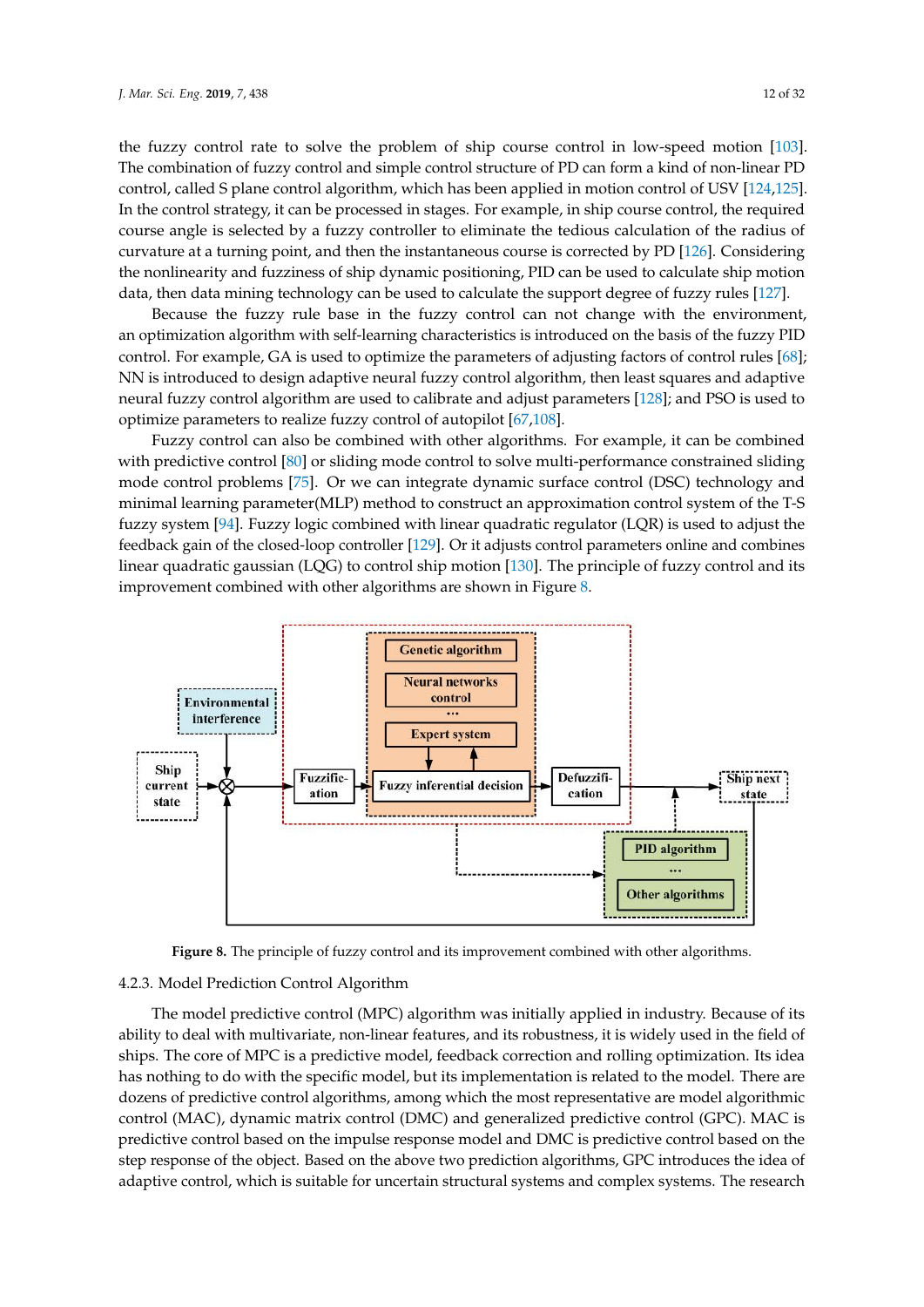the fuzzy control rate to solve the problem of ship course control in low-speed motion [103]. The combination of fuzzy control and simple control structure of PD can form a kind of non-linear PD control, called S plane control algorithm, which has been applied in motion control of USV [124,125]. In the control strategy, it can be processed in stages. For example, in ship course control, the required course angle is selected by a fuzzy controller to eliminate the tedious calculation of the radius of curvature at a turning point, and then the instantaneous course is corrected by PD [126]. Considering the nonlinearity and fuzziness of ship dynamic positioning, PID can be used to calculate ship motion data, then data mining technology can be used to calculate the support degree of fuzzy rules [127].

Because the fuzzy rule base in the fuzzy control can not change with the environment, an optimization algorithm with self-learning characteristics is introduced on the basis of the fuzzy PID control. For example, GA is used to optimize the parameters of adjusting factors of control rules [68]; NN is introduced to design adaptive neural fuzzy control algorithm, then least squares and adaptive neural fuzzy control algorithm are used to calibrate and adjust parameters [128]; and PSO is used to optimize parameters to realize fuzzy control of autopilot [67,108].

Fuzzy control can also be combined with other algorithms. For example, it can be combined with predictive control [80] or sliding mode control to solve multi-performance constrained sliding mode control problems [75]. Or we can integrate dynamic surface control (DSC) technology and minimal learning parameter(MLP) method to construct an approximation control system of the T-S fuzzy system [94]. Fuzzy logic combined with linear quadratic regulator (LQR) is used to adjust the feedback gain of the closed-loop controller [129]. Or it adjusts control parameters online and combines linear quadratic gaussian (LQG) to control ship motion [130]. The principle of fuzzy control and its improvement combined with other algorithms are shown in Figure 8.

Figure 8. The principle of fuzzy control and its improvement combined with other algorithms.

### 4.2.3. Model Prediction Control Algorithm

The model predictive control (MPC) algorithm was initially applied in industry. Because of its ability to deal with multivariate, non-linear features, and its robustness, it is widely used in the field of ships. The core of MPC is a predictive model, feedback correction and rolling optimization. Its idea has nothing to do with the specific model, but its implementation is related to the model. There are dozens of predictive control algorithms, among which the most representative are model algorithmic control (MAC), dynamic matrix control (DMC) and generalized predictive control (GPC). MAC is predictive control based on the impulse response model and DMC is predictive control based on the step response of the object. Based on the above two prediction algorithms, GPC introduces the idea of adaptive control, which is suitable for uncertain structural systems and complex systems. The research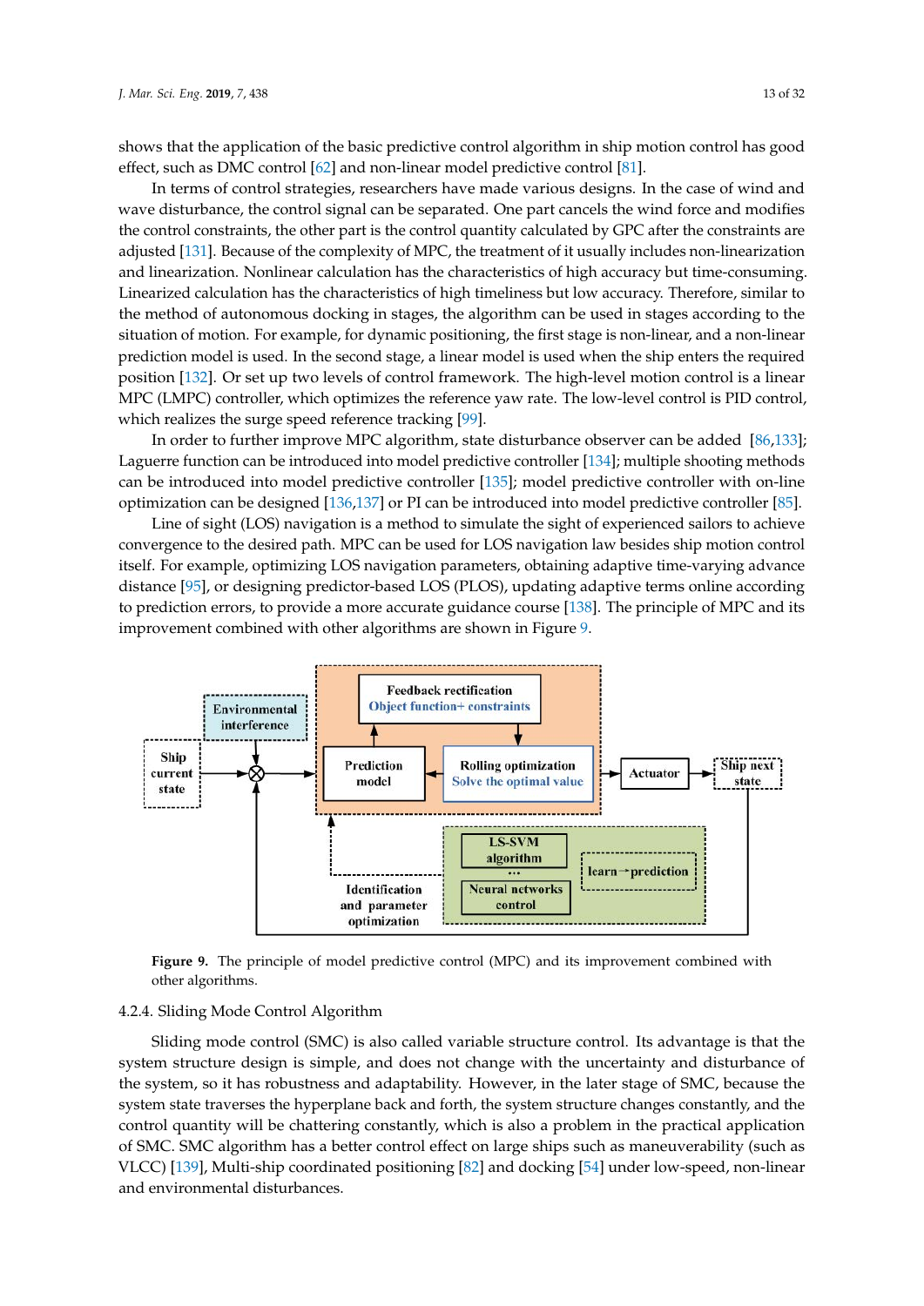shows that the application of the basic predictive control algorithm in ship motion control has good effect, such as DMC control [62] and non-linear model predictive control [81].

In terms of control strategies, researchers have made various designs. In the case of wind and wave disturbance, the control signal can be separated. One part cancels the wind force and modifies the control constraints, the other part is the control quantity calculated by GPC after the constraints are adjusted [131]. Because of the complexity of MPC, the treatment of it usually includes non-linearization and linearization. Nonlinear calculation has the characteristics of high accuracy but time-consuming. Linearized calculation has the characteristics of high timeliness but low accuracy. Therefore, similar to the method of autonomous docking in stages, the algorithm can be used in stages according to the situation of motion. For example, for dynamic positioning, the first stage is non-linear, and a non-linear prediction model is used. In the second stage, a linear model is used when the ship enters the required position [132]. Or set up two levels of control framework. The high-level motion control is a linear MPC (LMPC) controller, which optimizes the reference yaw rate. The low-level control is PID control, which realizes the surge speed reference tracking [99].

In order to further improve MPC algorithm, state disturbance observer can be added [86,133]; Laguerre function can be introduced into model predictive controller [134]; multiple shooting methods can be introduced into model predictive controller [135]; model predictive controller with on-line optimization can be designed [136,137] or PI can be introduced into model predictive controller [85].

Line of sight (LOS) navigation is a method to simulate the sight of experienced sailors to achieve convergence to the desired path. MPC can be used for LOS navigation law besides ship motion control itself. For example, optimizing LOS navigation parameters, obtaining adaptive time-varying advance distance [95], or designing predictor-based LOS (PLOS), updating adaptive terms online according to prediction errors, to provide a more accurate guidance course [138]. The principle of MPC and its improvement combined with other algorithms are shown in Figure 9.

Figure 9. The principle of model predictive control (MPC) and its improvement combined with other algorithms.

### 4.2.4. Sliding Mode Control Algorithm

Sliding mode control (SMC) is also called variable structure control. Its advantage is that the system structure design is simple, and does not change with the uncertainty and disturbance of the system, so it has robustness and adaptability. However, in the later stage of SMC, because the system state traverses the hyperplane back and forth, the system structure changes constantly, and the control quantity will be chattering constantly, which is also a problem in the practical application of SMC. SMC algorithm has a better control effect on large ships such as maneuverability (such as VLCC) [139], Multi-ship coordinated positioning [82] and docking [54] under low-speed, non-linear and environmental disturbances.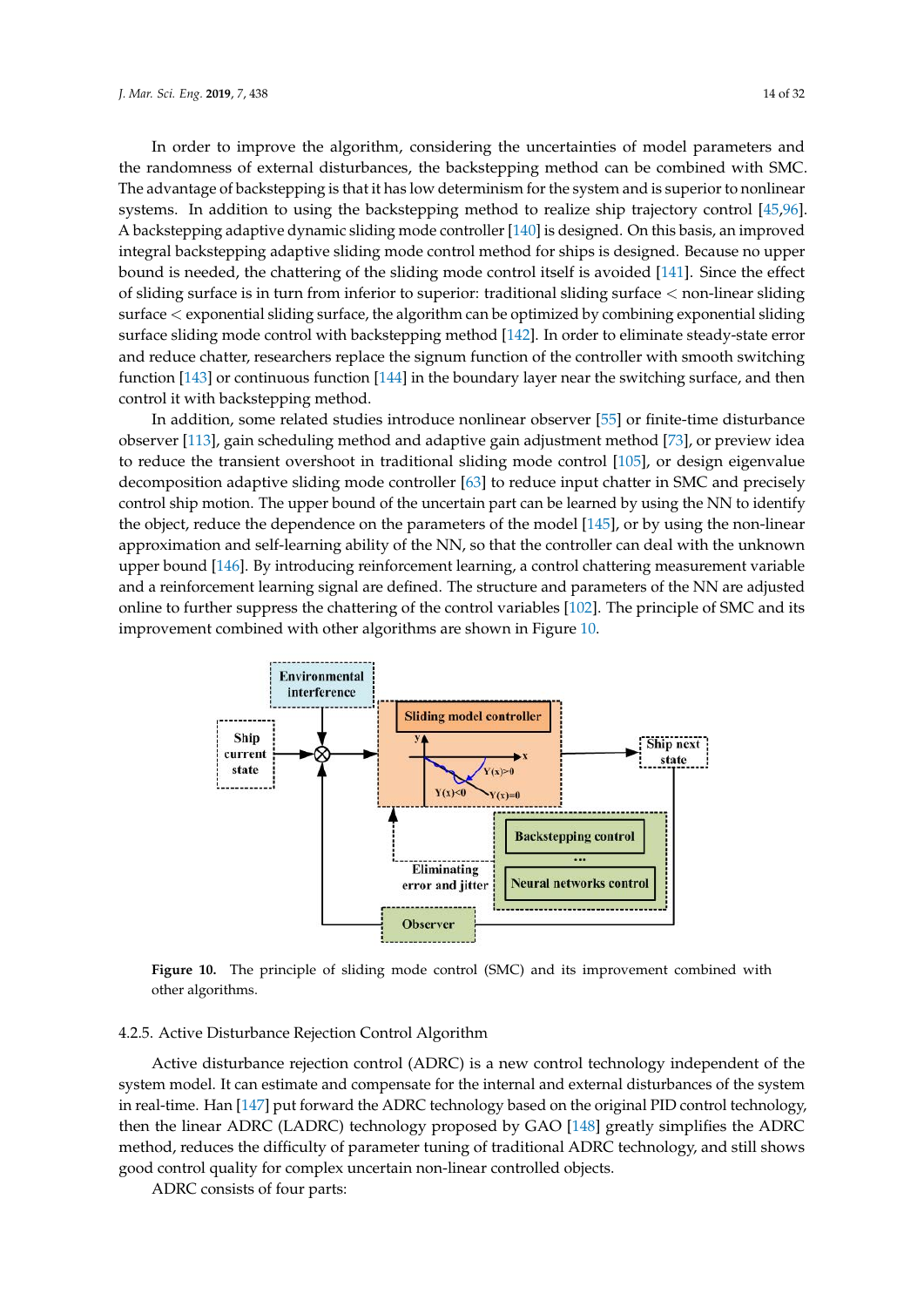In order to improve the algorithm, considering the uncertainties of model parameters and the randomness of external disturbances, the backstepping method can be combined with SMC. The advantage of backstepping is that it has low determinism for the system and is superior to nonlinear systems. In addition to using the backstepping method to realize ship trajectory control [45,96]. A backstepping adaptive dynamic sliding mode controller [140] is designed. On this basis, an improved integral backstepping adaptive sliding mode control method for ships is designed. Because no upper bound is needed, the chattering of the sliding mode control itself is avoided [141]. Since the effect of sliding surface is in turn from inferior to superior: traditional sliding surface < non-linear sliding surface < exponential sliding surface, the algorithm can be optimized by combining exponential sliding surface sliding mode control with backstepping method [142]. In order to eliminate steady-state error and reduce chatter, researchers replace the signum function of the controller with smooth switching function [143] or continuous function [144] in the boundary layer near the switching surface, and then control it with backstepping method.

In addition, some related studies introduce nonlinear observer [55] or finite-time disturbance observer [113], gain scheduling method and adaptive gain adjustment method [73], or preview idea to reduce the transient overshoot in traditional sliding mode control [105], or design eigenvalue decomposition adaptive sliding mode controller [63] to reduce input chatter in SMC and precisely control ship motion. The upper bound of the uncertain part can be learned by using the NN to identify the object, reduce the dependence on the parameters of the model [145], or by using the non-linear approximation and self-learning ability of the NN, so that the controller can deal with the unknown upper bound [146]. By introducing reinforcement learning, a control chattering measurement variable and a reinforcement learning signal are defined. The structure and parameters of the NN are adjusted online to further suppress the chattering of the control variables [102]. The principle of SMC and its improvement combined with other algorithms are shown in Figure 10.

**Figure 10.** The principle of sliding mode control (SMC) and its improvement combined with other algorithms.

#### 4.2.5. Active Disturbance Rejection Control Algorithm

Active disturbance rejection control (ADRC) is a new control technology independent of the system model. It can estimate and compensate for the internal and external disturbances of the system in real-time. Han [147] put forward the ADRC technology based on the original PID control technology, then the linear ADRC (LADRC) technology proposed by GAO [148] greatly simplifies the ADRC method, reduces the difficulty of parameter tuning of traditional ADRC technology, and still shows good control quality for complex uncertain non-linear controlled objects.

ADRC consists of four parts: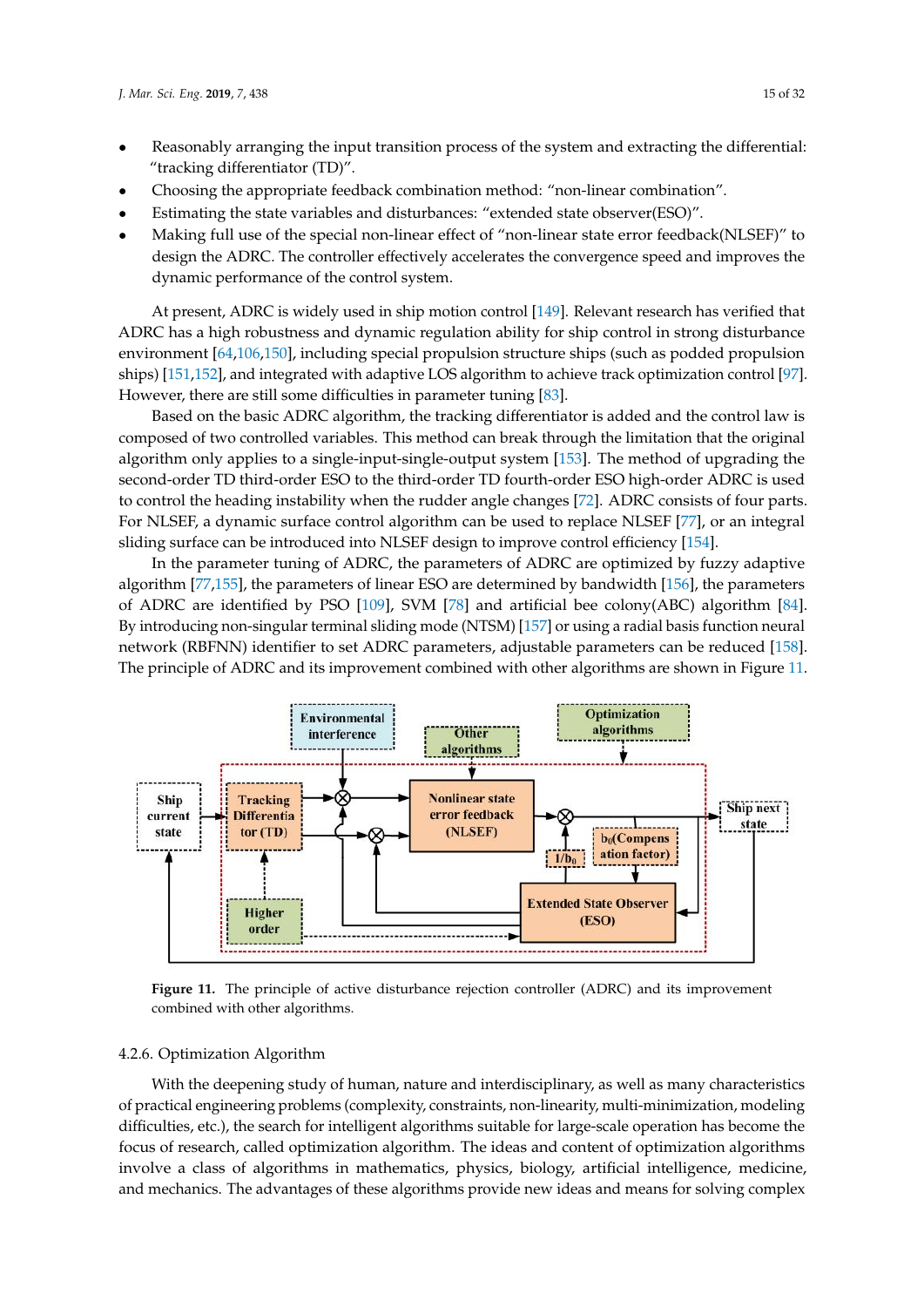- Reasonably arranging the input transition process of the system and extracting the differential: "tracking differentiator (TD)".
- Choosing the appropriate feedback combination method: "non-linear combination".
- Estimating the state variables and disturbances: "extended state observer(ESO)".
- Making full use of the special non-linear effect of "non-linear state error feedback(NLSEF)" to design the ADRC. The controller effectively accelerates the convergence speed and improves the dynamic performance of the control system.

At present, ADRC is widely used in ship motion control [149]. Relevant research has verified that ADRC has a high robustness and dynamic regulation ability for ship control in strong disturbance environment [64,106,150], including special propulsion structure ships (such as podded propulsion ships) [151,152], and integrated with adaptive LOS algorithm to achieve track optimization control [97]. However, there are still some difficulties in parameter tuning [83].

Based on the basic ADRC algorithm, the tracking differentiator is added and the control law is composed of two controlled variables. This method can break through the limitation that the original algorithm only applies to a single-input-single-output system [153]. The method of upgrading the second-order TD third-order ESO to the third-order TD fourth-order ESO high-order ADRC is used to control the heading instability when the rudder angle changes [72]. ADRC consists of four parts. For NLSEF, a dynamic surface control algorithm can be used to replace NLSEF [77], or an integral sliding surface can be introduced into NLSEF design to improve control efficiency [154].

In the parameter tuning of ADRC, the parameters of ADRC are optimized by fuzzy adaptive algorithm [77,155], the parameters of linear ESO are determined by bandwidth [156], the parameters of ADRC are identified by PSO [109], SVM [78] and artificial bee colony(ABC) algorithm [84]. By introducing non-singular terminal sliding mode (NTSM) [157] or using a radial basis function neural network (RBFNN) identifier to set ADRC parameters, adjustable parameters can be reduced [158]. The principle of ADRC and its improvement combined with other algorithms are shown in Figure 11.

**Figure 11.** The principle of active disturbance rejection controller (ADRC) and its improvement combined with other algorithms.

4.2.6. Optimization Algorithm

With the deepening study of human, nature and interdisciplinary, as well as many characteristics of practical engineering problems (complexity, constraints, non-linearity, multi-minimization, modeling difficulties, etc.), the search for intelligent algorithms suitable for large-scale operation has become the focus of research, called optimization algorithm. The ideas and content of optimization algorithms involve a class of algorithms in mathematics, physics, biology, artificial intelligence, medicine, and mechanics. The advantages of these algorithms provide new ideas and means for solving complex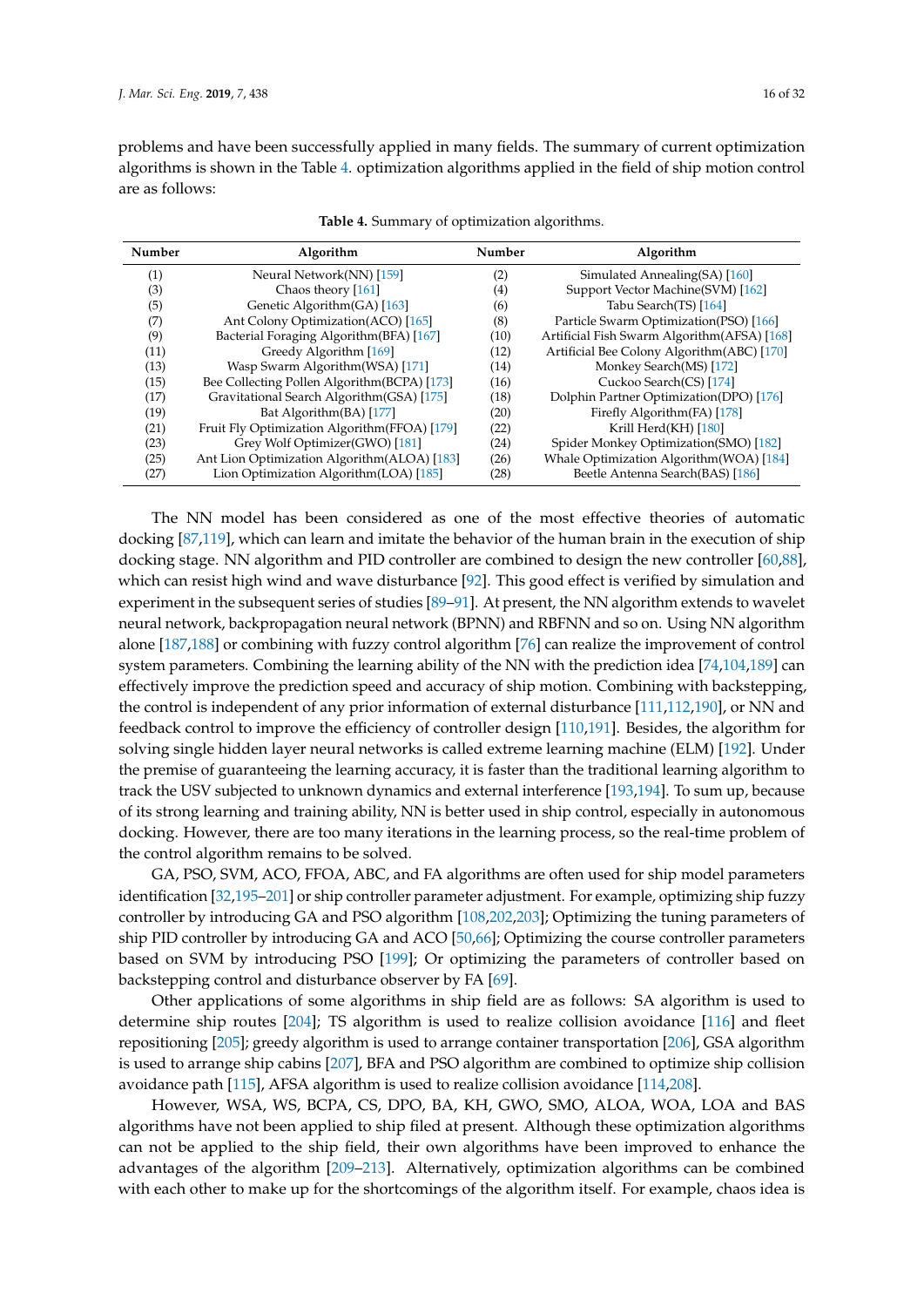problems and have been successfully applied in many fields. The summary of current optimization algorithms is shown in the Table 4. optimization algorithms applied in the field of ship motion control are as follows:

**Table 4.** Summary of optimization algorithms.

| Number | Algorithm | Number | Algorithm |
|---|---|---|---|
| (1) | Neural Network(NN) [159] | (2) | Simulated Annealing(SA) [160] |
| (3) | Chaos theory [161] | (4) | Support Vector Machine(SVM) [162] |
| (5) | Genetic Algorithm(GA) [163] | (6) | Tabu Search(TS) [164] |
| (7) | Ant Colony Optimization(ACO) [165] | (8) | Particle Swarm Optimization(PSO) [166] |
| (9) | Bacterial Foraging Algorithm(BFA) [167] | (10) | Artificial Fish Swarm Algorithm(AFSA) [168] |
| (11) | Greedy Algorithm [169] | (12) | Artificial Bee Colony Algorithm(ABC) [170] |
| (13) | Wasp Swarm Algorithm(WSA) [171] | (14) | Monkey Search(MS) [172] |
| (15) | Bee Collecting Pollen Algorithm(BCPA) [173] | (16) | Cuckoo Search(CS) [174] |
| (17) | Gravitational Search Algorithm(GSA) [175] | (18) | Dolphin Partner Optimization(DPO) [176] |
| (19) | Bat Algorithm(BA) [177] | (20) | Firefly Algorithm(FA) [178] |
| (21) | Fruit Fly Optimization Algorithm(FFOA) [179] | (22) | Krill Herd(KH) [180] |
| (23) | Grey Wolf Optimizer(GWO) [181] | (24) | Spider Monkey Optimization(SMO) [182] |
| (25) | Ant Lion Optimization Algorithm(ALOA) [183] | (26) | Whale Optimization Algorithm(WOA) [184] |
| (27) | Lion Optimization Algorithm(LOA) [185] | (28) | Beetle Antenna Search(BAS) [186] |

The NN model has been considered as one of the most effective theories of automatic docking [87,119], which can learn and imitate the behavior of the human brain in the execution of ship docking stage. NN algorithm and PID controller are combined to design the new controller [60,88], which can resist high wind and wave disturbance [92]. This good effect is verified by simulation and experiment in the subsequent series of studies [89–91]. At present, the NN algorithm extends to wavelet neural network, backpropagation neural network (BPNN) and RBFNN and so on. Using NN algorithm alone [187,188] or combining with fuzzy control algorithm [76] can realize the improvement of control system parameters. Combining the learning ability of the NN with the prediction idea [74,104,189] can effectively improve the prediction speed and accuracy of ship motion. Combining with backstepping, the control is independent of any prior information of external disturbance [111,112,190], or NN and feedback control to improve the efficiency of controller design [110,191]. Besides, the algorithm for solving single hidden layer neural networks is called extreme learning machine (ELM) [192]. Under the premise of guaranteeing the learning accuracy, it is faster than the traditional learning algorithm to track the USV subjected to unknown dynamics and external interference [193,194]. To sum up, because of its strong learning and training ability, NN is better used in ship control, especially in autonomous docking. However, there are too many iterations in the learning process, so the real-time problem of the control algorithm remains to be solved.

GA, PSO, SVM, ACO, FFOA, ABC, and FA algorithms are often used for ship model parameters identification [32,195–201] or ship controller parameter adjustment. For example, optimizing ship fuzzy controller by introducing GA and PSO algorithm [108,202,203]; Optimizing the tuning parameters of ship PID controller by introducing GA and ACO [50,66]; Optimizing the course controller parameters based on SVM by introducing PSO [199]; Or optimizing the parameters of controller based on backstepping control and disturbance observer by FA [69].

Other applications of some algorithms in ship field are as follows: SA algorithm is used to determine ship routes [204]; TS algorithm is used to realize collision avoidance [116] and fleet repositioning [205]; greedy algorithm is used to arrange container transportation [206], GSA algorithm is used to arrange ship cabins [207], BFA and PSO algorithm are combined to optimize ship collision avoidance path [115], AFSA algorithm is used to realize collision avoidance [114,208].

However, WSA, WS, BCPA, CS, DPO, BA, KH, GWO, SMO, ALOA, WOA, LOA and BAS algorithms have not been applied to ship filed at present. Although these optimization algorithms can not be applied to the ship field, their own algorithms have been improved to enhance the advantages of the algorithm [209–213]. Alternatively, optimization algorithms can be combined with each other to make up for the shortcomings of the algorithm itself. For example, chaos idea is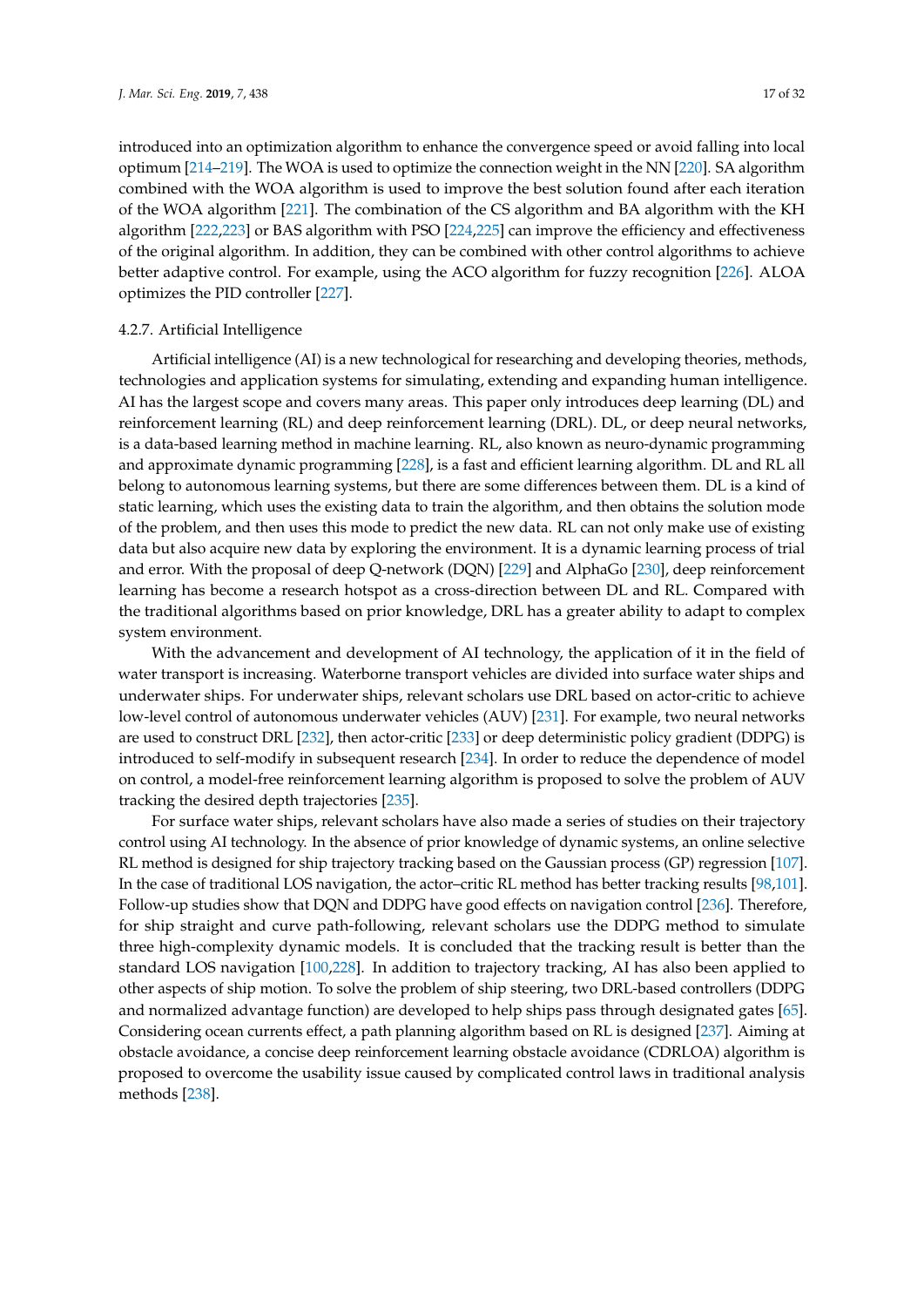introduced into an optimization algorithm to enhance the convergence speed or avoid falling into local optimum [214–219]. The WOA is used to optimize the connection weight in the NN [220]. SA algorithm combined with the WOA algorithm is used to improve the best solution found after each iteration of the WOA algorithm [221]. The combination of the CS algorithm and BA algorithm with the KH algorithm [222,223] or BAS algorithm with PSO [224,225] can improve the efficiency and effectiveness of the original algorithm. In addition, they can be combined with other control algorithms to achieve better adaptive control. For example, using the ACO algorithm for fuzzy recognition [226]. ALOA optimizes the PID controller [227].

#### 4.2.7. Artificial Intelligence

Artificial intelligence (AI) is a new technological for researching and developing theories, methods, technologies and application systems for simulating, extending and expanding human intelligence. AI has the largest scope and covers many areas. This paper only introduces deep learning (DL) and reinforcement learning (RL) and deep reinforcement learning (DRL). DL, or deep neural networks, is a data-based learning method in machine learning. RL, also known as neuro-dynamic programming and approximate dynamic programming [228], is a fast and efficient learning algorithm. DL and RL all belong to autonomous learning systems, but there are some differences between them. DL is a kind of static learning, which uses the existing data to train the algorithm, and then obtains the solution mode of the problem, and then uses this mode to predict the new data. RL can not only make use of existing data but also acquire new data by exploring the environment. It is a dynamic learning process of trial and error. With the proposal of deep Q-network (DQN) [229] and AlphaGo [230], deep reinforcement learning has become a research hotspot as a cross-direction between DL and RL. Compared with the traditional algorithms based on prior knowledge, DRL has a greater ability to adapt to complex system environment.

With the advancement and development of AI technology, the application of it in the field of water transport is increasing. Waterborne transport vehicles are divided into surface water ships and underwater ships. For underwater ships, relevant scholars use DRL based on actor-critic to achieve low-level control of autonomous underwater vehicles (AUV) [231]. For example, two neural networks are used to construct DRL [232], then actor-critic [233] or deep deterministic policy gradient (DDPG) is introduced to self-modify in subsequent research [234]. In order to reduce the dependence of model on control, a model-free reinforcement learning algorithm is proposed to solve the problem of AUV tracking the desired depth trajectories [235].

For surface water ships, relevant scholars have also made a series of studies on their trajectory control using AI technology. In the absence of prior knowledge of dynamic systems, an online selective RL method is designed for ship trajectory tracking based on the Gaussian process (GP) regression [107]. In the case of traditional LOS navigation, the actor–critic RL method has better tracking results [98,101]. Follow-up studies show that DQN and DDPG have good effects on navigation control [236]. Therefore, for ship straight and curve path-following, relevant scholars use the DDPG method to simulate three high-complexity dynamic models. It is concluded that the tracking result is better than the standard LOS navigation [100,228]. In addition to trajectory tracking, AI has also been applied to other aspects of ship motion. To solve the problem of ship steering, two DRL-based controllers (DDPG and normalized advantage function) are developed to help ships pass through designated gates [65]. Considering ocean currents effect, a path planning algorithm based on RL is designed [237]. Aiming at obstacle avoidance, a concise deep reinforcement learning obstacle avoidance (CDRLOA) algorithm is proposed to overcome the usability issue caused by complicated control laws in traditional analysis methods [238].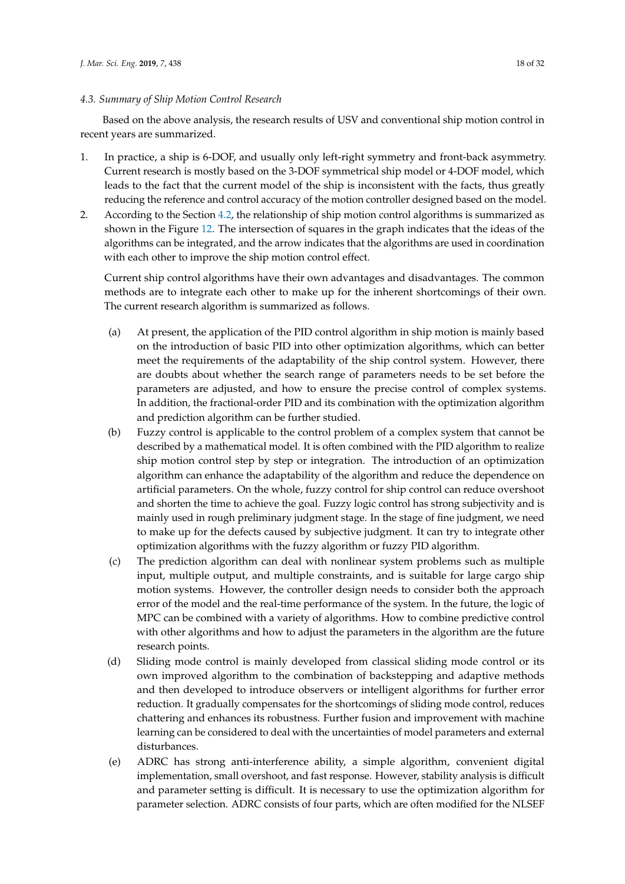### *4.3. Summary of Ship Motion Control Research*

Based on the above analysis, the research results of USV and conventional ship motion control in recent years are summarized.

1. In practice, a ship is 6-DOF, and usually only left-right symmetry and front-back asymmetry. Current research is mostly based on the 3-DOF symmetrical ship model or 4-DOF model, which leads to the fact that the current model of the ship is inconsistent with the facts, thus greatly reducing the reference and control accuracy of the motion controller designed based on the model.
2. According to the Section 4.2, the relationship of ship motion control algorithms is summarized as shown in the Figure 12. The intersection of squares in the graph indicates that the ideas of the algorithms can be integrated, and the arrow indicates that the algorithms are used in coordination with each other to improve the ship motion control effect.

   Current ship control algorithms have their own advantages and disadvantages. The common methods are to integrate each other to make up for the inherent shortcomings of their own. The current research algorithm is summarized as follows.

   (a) At present, the application of the PID control algorithm in ship motion is mainly based on the introduction of basic PID into other optimization algorithms, which can better meet the requirements of the adaptability of the ship control system. However, there are doubts about whether the search range of parameters needs to be set before the parameters are adjusted, and how to ensure the precise control of complex systems. In addition, the fractional-order PID and its combination with the optimization algorithm and prediction algorithm can be further studied.

   (b) Fuzzy control is applicable to the control problem of a complex system that cannot be described by a mathematical model. It is often combined with the PID algorithm to realize ship motion control step by step or integration. The introduction of an optimization algorithm can enhance the adaptability of the algorithm and reduce the dependence on artificial parameters. On the whole, fuzzy control for ship control can reduce overshoot and shorten the time to achieve the goal. Fuzzy logic control has strong subjectivity and is mainly used in rough preliminary judgment stage. In the stage of fine judgment, we need to make up for the defects caused by subjective judgment. It can try to integrate other optimization algorithms with the fuzzy algorithm or fuzzy PID algorithm.

   (c) The prediction algorithm can deal with nonlinear system problems such as multiple input, multiple output, and multiple constraints, and is suitable for large cargo ship motion systems. However, the controller design needs to consider both the approach error of the model and the real-time performance of the system. In the future, the logic of MPC can be combined with a variety of algorithms. How to combine predictive control with other algorithms and how to adjust the parameters in the algorithm are the future research points.

   (d) Sliding mode control is mainly developed from classical sliding mode control or its own improved algorithm to the combination of backstepping and adaptive methods and then developed to introduce observers or intelligent algorithms for further error reduction. It gradually compensates for the shortcomings of sliding mode control, reduces chattering and enhances its robustness. Further fusion and improvement with machine learning can be considered to deal with the uncertainties of model parameters and external disturbances.

   (e) ADRC has strong anti-interference ability, a simple algorithm, convenient digital implementation, small overshoot, and fast response. However, stability analysis is difficult and parameter setting is difficult. It is necessary to use the optimization algorithm for parameter selection. ADRC consists of four parts, which are often modified for the NLSEF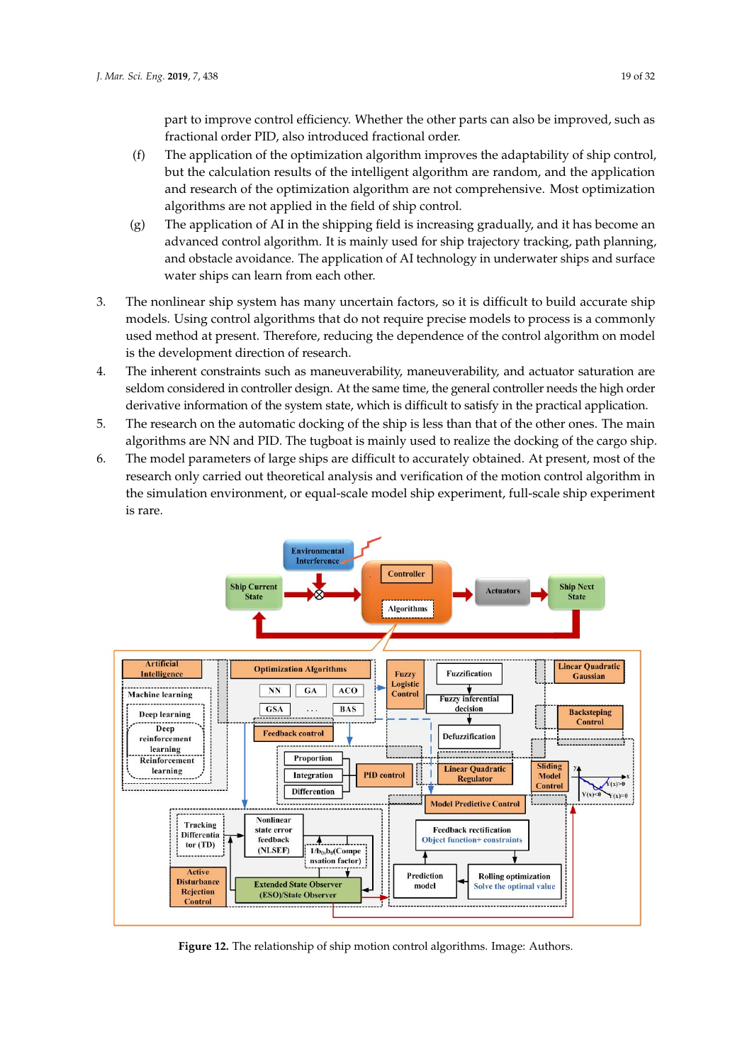part to improve control efficiency. Whether the other parts can also be improved, such as fractional order PID, also introduced fractional order.

(f) The application of the optimization algorithm improves the adaptability of ship control, but the calculation results of the intelligent algorithm are random, and the application and research of the optimization algorithm are not comprehensive. Most optimization algorithms are not applied in the field of ship control.

(g) The application of AI in the shipping field is increasing gradually, and it has become an advanced control algorithm. It is mainly used for ship trajectory tracking, path planning, and obstacle avoidance. The application of AI technology in underwater ships and surface water ships can learn from each other.

3. The nonlinear ship system has many uncertain factors, so it is difficult to build accurate ship models. Using control algorithms that do not require precise models to process is a commonly used method at present. Therefore, reducing the dependence of the control algorithm on model is the development direction of research.
4. The inherent constraints such as maneuverability, maneuverability, and actuator saturation are seldom considered in controller design. At the same time, the general controller needs the high order derivative information of the system state, which is difficult to satisfy in the practical application.
5. The research on the automatic docking of the ship is less than that of the other ones. The main algorithms are NN and PID. The tugboat is mainly used to realize the docking of the cargo ship.
6. The model parameters of large ships are difficult to accurately obtained. At present, most of the research only carried out theoretical analysis and verification of the motion control algorithm in the simulation environment, or equal-scale model ship experiment, full-scale ship experiment is rare.

**Figure 12.** The relationship of ship motion control algorithms. Image: Authors.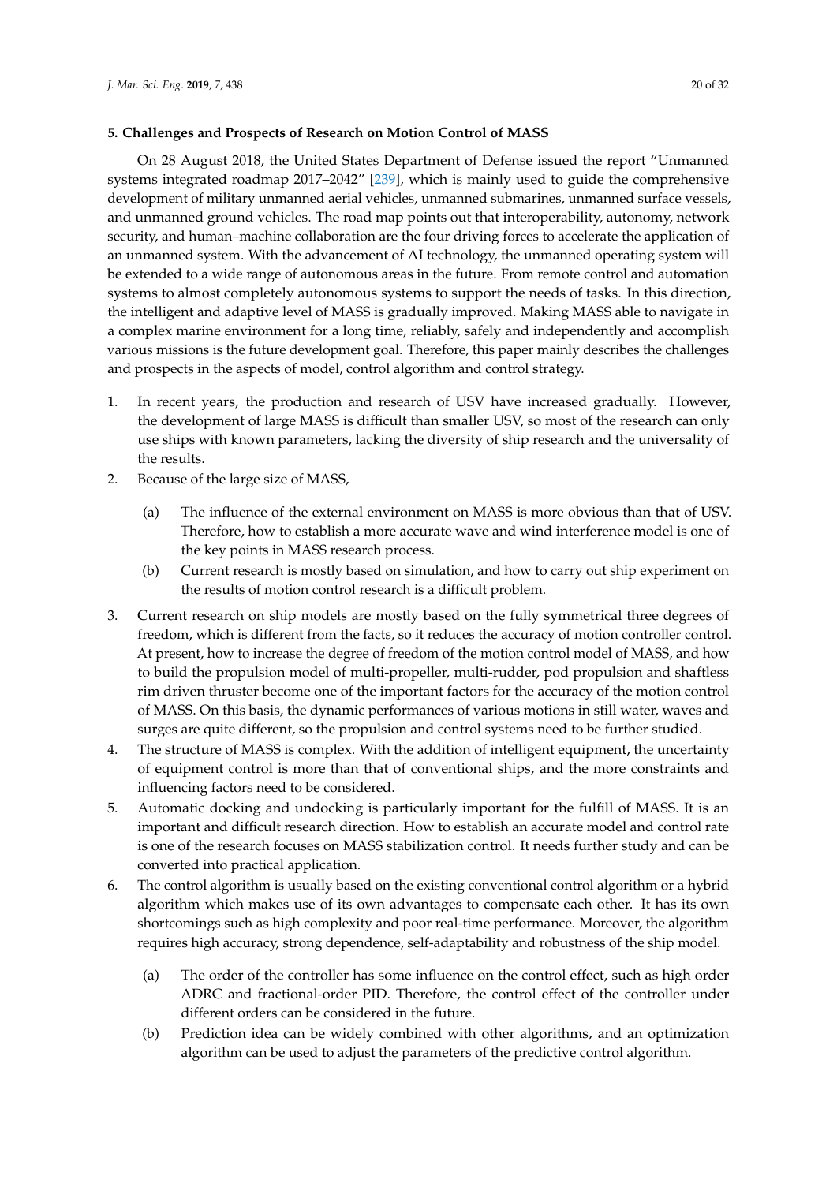## 5. Challenges and Prospects of Research on Motion Control of MASS

On 28 August 2018, the United States Department of Defense issued the report "Unmanned systems integrated roadmap 2017–2042" [239], which is mainly used to guide the comprehensive development of military unmanned aerial vehicles, unmanned submarines, unmanned surface vessels, and unmanned ground vehicles. The road map points out that interoperability, autonomy, network security, and human–machine collaboration are the four driving forces to accelerate the application of an unmanned system. With the advancement of AI technology, the unmanned operating system will be extended to a wide range of autonomous areas in the future. From remote control and automation systems to almost completely autonomous systems to support the needs of tasks. In this direction, the intelligent and adaptive level of MASS is gradually improved. Making MASS able to navigate in a complex marine environment for a long time, reliably, safely and independently and accomplish various missions is the future development goal. Therefore, this paper mainly describes the challenges and prospects in the aspects of model, control algorithm and control strategy.

1. In recent years, the production and research of USV have increased gradually. However, the development of large MASS is difficult than smaller USV, so most of the research can only use ships with known parameters, lacking the diversity of ship research and the universality of the results.
2. Because of the large size of MASS,
    (a) The influence of the external environment on MASS is more obvious than that of USV. Therefore, how to establish a more accurate wave and wind interference model is one of the key points in MASS research process.
    (b) Current research is mostly based on simulation, and how to carry out ship experiment on the results of motion control research is a difficult problem.
3. Current research on ship models are mostly based on the fully symmetrical three degrees of freedom, which is different from the facts, so it reduces the accuracy of motion controller control. At present, how to increase the degree of freedom of the motion control model of MASS, and how to build the propulsion model of multi-propeller, multi-rudder, pod propulsion and shaftless rim driven thruster become one of the important factors for the accuracy of the motion control of MASS. On this basis, the dynamic performances of various motions in still water, waves and surges are quite different, so the propulsion and control systems need to be further studied.
4. The structure of MASS is complex. With the addition of intelligent equipment, the uncertainty of equipment control is more than that of conventional ships, and the more constraints and influencing factors need to be considered.
5. Automatic docking and undocking is particularly important for the fulfill of MASS. It is an important and difficult research direction. How to establish an accurate model and control rate is one of the research focuses on MASS stabilization control. It needs further study and can be converted into practical application.
6. The control algorithm is usually based on the existing conventional control algorithm or a hybrid algorithm which makes use of its own advantages to compensate each other. It has its own shortcomings such as high complexity and poor real-time performance. Moreover, the algorithm requires high accuracy, strong dependence, self-adaptability and robustness of the ship model.
    (a) The order of the controller has some influence on the control effect, such as high order ADRC and fractional-order PID. Therefore, the control effect of the controller under different orders can be considered in the future.
    (b) Prediction idea can be widely combined with other algorithms, and an optimization algorithm can be used to adjust the parameters of the predictive control algorithm.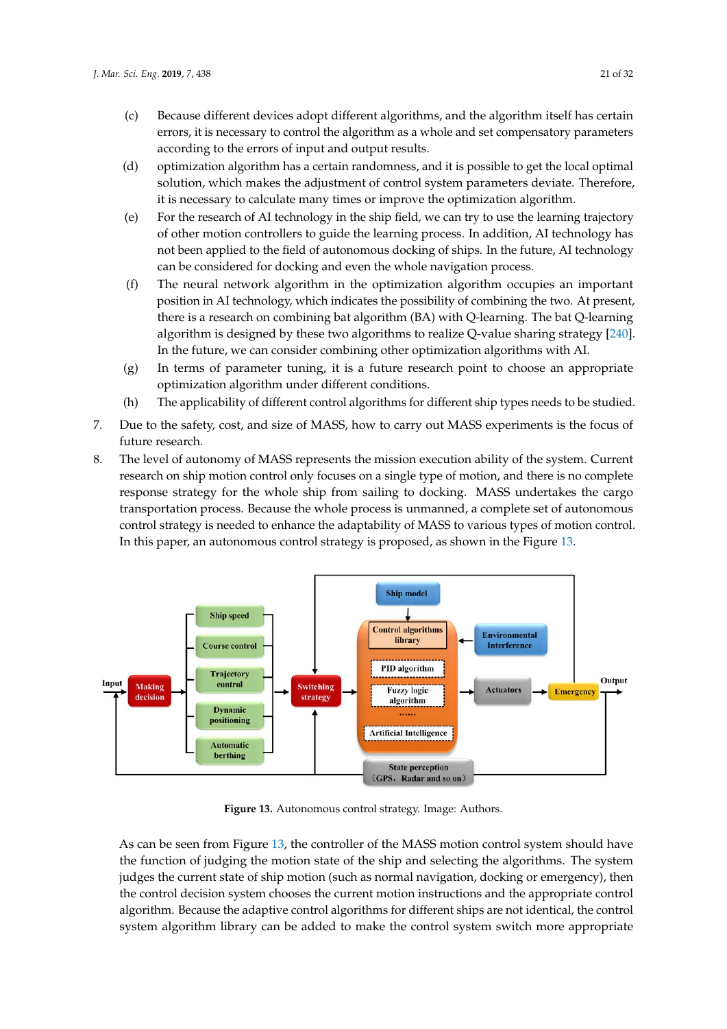(c) Because different devices adopt different algorithms, and the algorithm itself has certain errors, it is necessary to control the algorithm as a whole and set compensatory parameters according to the errors of input and output results.

(d) optimization algorithm has a certain randomness, and it is possible to get the local optimal solution, which makes the adjustment of control system parameters deviate. Therefore, it is necessary to calculate many times or improve the optimization algorithm.

(e) For the research of AI technology in the ship field, we can try to use the learning trajectory of other motion controllers to guide the learning process. In addition, AI technology has not been applied to the field of autonomous docking of ships. In the future, AI technology can be considered for docking and even the whole navigation process.

(f) The neural network algorithm in the optimization algorithm occupies an important position in AI technology, which indicates the possibility of combining the two. At present, there is a research on combining bat algorithm (BA) with Q-learning. The bat Q-learning algorithm is designed by these two algorithms to realize Q-value sharing strategy [240]. In the future, we can consider combining other optimization algorithms with AI.

(g) In terms of parameter tuning, it is a future research point to choose an appropriate optimization algorithm under different conditions.

(h) The applicability of different control algorithms for different ship types needs to be studied.

7. Due to the safety, cost, and size of MASS, how to carry out MASS experiments is the focus of future research.

8. The level of autonomy of MASS represents the mission execution ability of the system. Current research on ship motion control only focuses on a single type of motion, and there is no complete response strategy for the whole ship from sailing to docking. MASS undertakes the cargo transportation process. Because the whole process is unmanned, a complete set of autonomous control strategy is needed to enhance the adaptability of MASS to various types of motion control. In this paper, an autonomous control strategy is proposed, as shown in the Figure 13.

**Figure 13.** Autonomous control strategy. Image: Authors.

As can be seen from Figure 13, the controller of the MASS motion control system should have the function of judging the motion state of the ship and selecting the algorithms. The system judges the current state of ship motion (such as normal navigation, docking or emergency), then the control decision system chooses the current motion instructions and the appropriate control algorithm. Because the adaptive control algorithms for different ships are not identical, the control system algorithm library can be added to make the control system switch more appropriate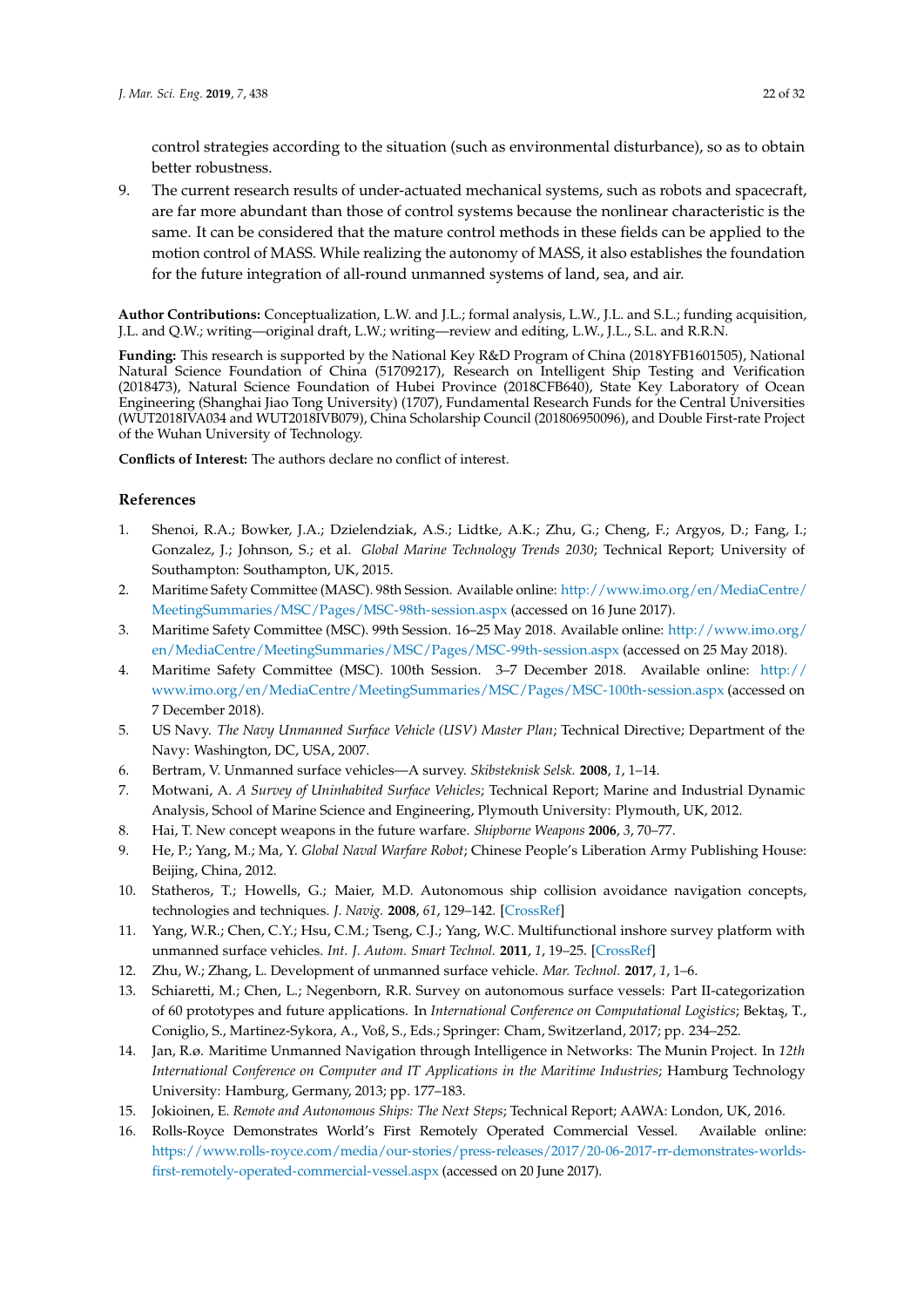control strategies according to the situation (such as environmental disturbance), so as to obtain better robustness.

9. The current research results of under-actuated mechanical systems, such as robots and spacecraft, are far more abundant than those of control systems because the nonlinear characteristic is the same. It can be considered that the mature control methods in these fields can be applied to the motion control of MASS. While realizing the autonomy of MASS, it also establishes the foundation for the future integration of all-round unmanned systems of land, sea, and air.

**Author Contributions:** Conceptualization, L.W. and J.L.; formal analysis, L.W., J.L. and S.L.; funding acquisition, J.L. and Q.W.; writing—original draft, L.W.; writing—review and editing, L.W., J.L., S.L. and R.R.N.

**Funding:** This research is supported by the National Key R&D Program of China (2018YFB1601505), National Natural Science Foundation of China (51709217), Research on Intelligent Ship Testing and Verification (2018473), Natural Science Foundation of Hubei Province (2018CFB640), State Key Laboratory of Ocean Engineering (Shanghai Jiao Tong University) (1707), Fundamental Research Funds for the Central Universities (WUT2018IVA034 and WUT2018IVB079), China Scholarship Council (201806950096), and Double First-rate Project of the Wuhan University of Technology.

**Conflicts of Interest:** The authors declare no conflict of interest.

## References

1. Shenoi, R.A.; Bowker, J.A.; Dzielendziak, A.S.; Lidtke, A.K.; Zhu, G.; Cheng, F.; Argyos, D.; Fang, I.; Gonzalez, J.; Johnson, S.; et al. *Global Marine Technology Trends 2030*; Technical Report; University of Southampton: Southampton, UK, 2015.
2. Maritime Safety Committee (MASC). 98th Session. Available online: http://www.imo.org/en/MediaCentre/MeetingSummaries/MSC/Pages/MSC-98th-session.aspx (accessed on 16 June 2017).
3. Maritime Safety Committee (MSC). 99th Session. 16–25 May 2018. Available online: http://www.imo.org/en/MediaCentre/MeetingSummaries/MSC/Pages/MSC-99th-session.aspx (accessed on 25 May 2018).
4. Maritime Safety Committee (MSC). 100th Session. 3–7 December 2018. Available online: http://www.imo.org/en/MediaCentre/MeetingSummaries/MSC/Pages/MSC-100th-session.aspx (accessed on 7 December 2018).
5. US Navy. *The Navy Unmanned Surface Vehicle (USV) Master Plan*; Technical Directive; Department of the Navy: Washington, DC, USA, 2007.
6. Bertram, V. Unmanned surface vehicles—A survey. *Skibsteknisk Selsk.* **2008**, *1*, 1–14.
7. Motwani, A. *A Survey of Uninhabited Surface Vehicles*; Technical Report; Marine and Industrial Dynamic Analysis, School of Marine Science and Engineering, Plymouth University: Plymouth, UK, 2012.
8. Hai, T. New concept weapons in the future warfare. *Shipborne Weapons* **2006**, *3*, 70–77.
9. He, P.; Yang, M.; Ma, Y. *Global Naval Warfare Robot*; Chinese People's Liberation Army Publishing House: Beijing, China, 2012.
10. Statheros, T.; Howells, G.; Maier, M.D. Autonomous ship collision avoidance navigation concepts, technologies and techniques. *J. Navig.* **2008**, *61*, 129–142. [CrossRef]
11. Yang, W.R.; Chen, C.Y.; Hsu, C.M.; Tseng, C.J.; Yang, W.C. Multifunctional inshore survey platform with unmanned surface vehicles. *Int. J. Autom. Smart Technol.* **2011**, *1*, 19–25. [CrossRef]
12. Zhu, W.; Zhang, L. Development of unmanned surface vehicle. *Mar. Technol.* **2017**, *1*, 1–6.
13. Schiaretti, M.; Chen, L.; Negenborn, R.R. Survey on autonomous surface vessels: Part II-categorization of 60 prototypes and future applications. In *International Conference on Computational Logistics*; Bektaş, T., Coniglio, S., Martinez-Sykora, A., Voß, S., Eds.; Springer: Cham, Switzerland, 2017; pp. 234–252.
14. Jan, R.ø. Maritime Unmanned Navigation through Intelligence in Networks: The Munin Project. In *12th International Conference on Computer and IT Applications in the Maritime Industries*; Hamburg Technology University: Hamburg, Germany, 2013; pp. 177–183.
15. Jokioinen, E. *Remote and Autonomous Ships: The Next Steps*; Technical Report; AAWA: London, UK, 2016.
16. Rolls-Royce Demonstrates World's First Remotely Operated Commercial Vessel. Available online: https://www.rolls-royce.com/media/our-stories/press-releases/2017/20-06-2017-rr-demonstrates-worlds-first-remotely-operated-commercial-vessel.aspx (accessed on 20 June 2017).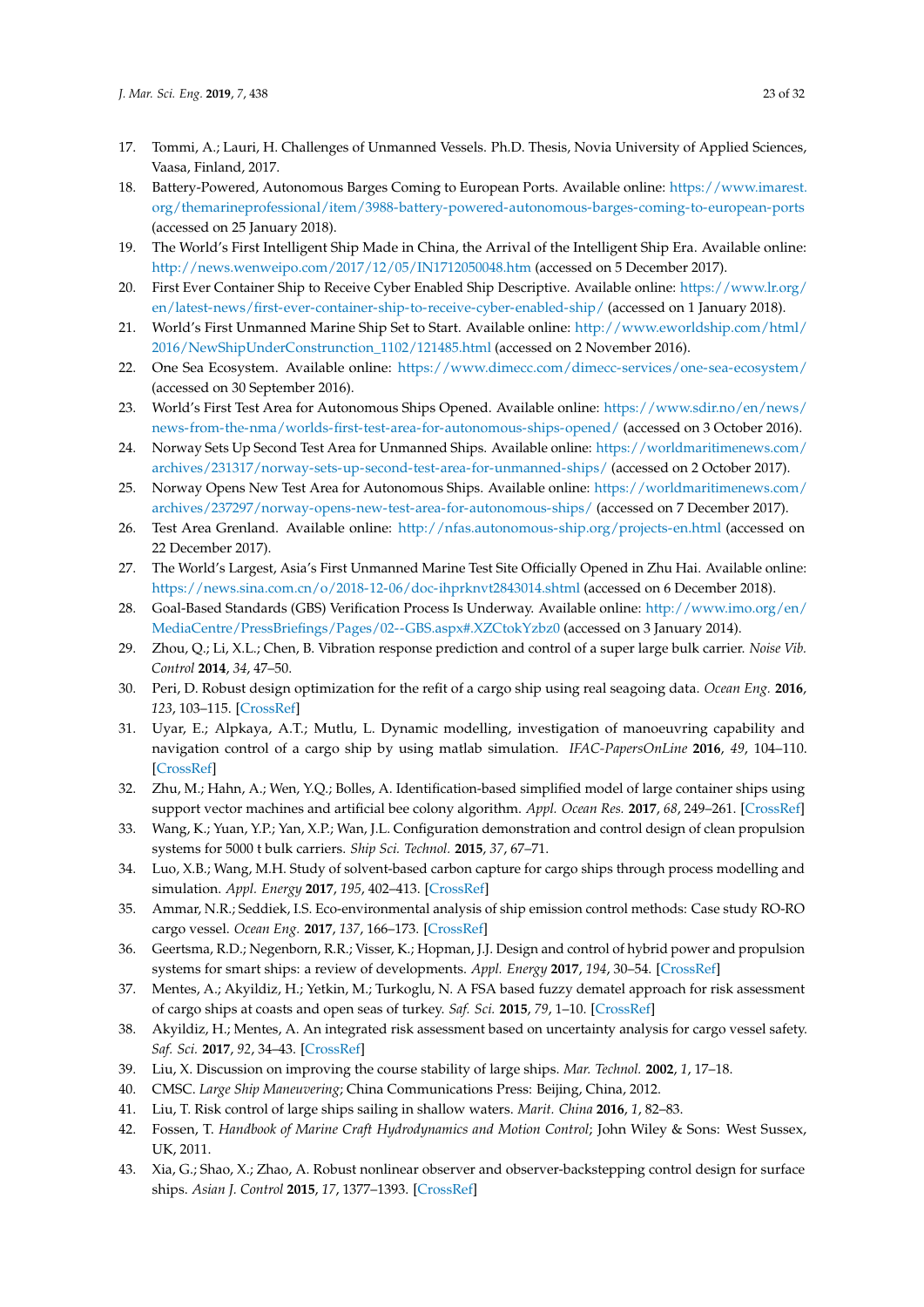17. Tommi, A.; Lauri, H. Challenges of Unmanned Vessels. Ph.D. Thesis, Novia University of Applied Sciences, Vaasa, Finland, 2017.
18. Battery-Powered, Autonomous Barges Coming to European Ports. Available online: https://www.imarest.org/themarineprofessional/item/3988-battery-powered-autonomous-barges-coming-to-european-ports (accessed on 25 January 2018).
19. The World's First Intelligent Ship Made in China, the Arrival of the Intelligent Ship Era. Available online: http://news.wenweipo.com/2017/12/05/IN1712050048.htm (accessed on 5 December 2017).
20. First Ever Container Ship to Receive Cyber Enabled Ship Descriptive. Available online: https://www.lr.org/en/latest-news/first-ever-container-ship-to-receive-cyber-enabled-ship/ (accessed on 1 January 2018).
21. World's First Unmanned Marine Ship Set to Start. Available online: http://www.eworldship.com/html/2016/NewShipUnderConstrunction_1102/121485.html (accessed on 2 November 2016).
22. One Sea Ecosystem. Available online: https://www.dimecc.com/dimecc-services/one-sea-ecosystem/ (accessed on 30 September 2016).
23. World's First Test Area for Autonomous Ships Opened. Available online: https://www.sdir.no/en/news/news-from-the-nma/worlds-first-test-area-for-autonomous-ships-opened/ (accessed on 3 October 2016).
24. Norway Sets Up Second Test Area for Unmanned Ships. Available online: https://worldmaritimenews.com/archives/231317/norway-sets-up-second-test-area-for-unmanned-ships/ (accessed on 2 October 2017).
25. Norway Opens New Test Area for Autonomous Ships. Available online: https://worldmaritimenews.com/archives/237297/norway-opens-new-test-area-for-autonomous-ships/ (accessed on 7 December 2017).
26. Test Area Grenland. Available online: http://nfas.autonomous-ship.org/projects-en.html (accessed on 22 December 2017).
27. The World's Largest, Asia's First Unmanned Marine Test Site Officially Opened in Zhu Hai. Available online: https://news.sina.com.cn/o/2018-12-06/doc-ihprknvt2843014.shtml (accessed on 6 December 2018).
28. Goal-Based Standards (GBS) Verification Process Is Underway. Available online: http://www.imo.org/en/MediaCentre/PressBriefings/Pages/02--GBS.aspx#.XZCtokYzbz0 (accessed on 3 January 2014).
29. Zhou, Q.; Li, X.L.; Chen, B. Vibration response prediction and control of a super large bulk carrier. *Noise Vib. Control* **2014**, *34*, 47–50.
30. Peri, D. Robust design optimization for the refit of a cargo ship using real seagoing data. *Ocean Eng.* **2016**, *123*, 103–115. [CrossRef]
31. Uyar, E.; Alpkaya, A.T.; Mutlu, L. Dynamic modelling, investigation of manoeuvring capability and navigation control of a cargo ship by using matlab simulation. *IFAC-PapersOnLine* **2016**, *49*, 104–110. [CrossRef]
32. Zhu, M.; Hahn, A.; Wen, Y.Q.; Bolles, A. Identification-based simplified model of large container ships using support vector machines and artificial bee colony algorithm. *Appl. Ocean Res.* **2017**, *68*, 249–261. [CrossRef]
33. Wang, K.; Yuan, Y.P.; Yan, X.P.; Wan, J.L. Configuration demonstration and control design of clean propulsion systems for 5000 t bulk carriers. *Ship Sci. Technol.* **2015**, *37*, 67–71.
34. Luo, X.B.; Wang, M.H. Study of solvent-based carbon capture for cargo ships through process modelling and simulation. *Appl. Energy* **2017**, *195*, 402–413. [CrossRef]
35. Ammar, N.R.; Seddiek, I.S. Eco-environmental analysis of ship emission control methods: Case study RO-RO cargo vessel. *Ocean Eng.* **2017**, *137*, 166–173. [CrossRef]
36. Geertsma, R.D.; Negenborn, R.R.; Visser, K.; Hopman, J.J. Design and control of hybrid power and propulsion systems for smart ships: a review of developments. *Appl. Energy* **2017**, *194*, 30–54. [CrossRef]
37. Mentes, A.; Akyildiz, H.; Yetkin, M.; Turkoglu, N. A FSA based fuzzy dematel approach for risk assessment of cargo ships at coasts and open seas of turkey. *Saf. Sci.* **2015**, *79*, 1–10. [CrossRef]
38. Akyildiz, H.; Mentes, A. An integrated risk assessment based on uncertainty analysis for cargo vessel safety. *Saf. Sci.* **2017**, *92*, 34–43. [CrossRef]
39. Liu, X. Discussion on improving the course stability of large ships. *Mar. Technol.* **2002**, *1*, 17–18.
40. CMSC. *Large Ship Maneuvering*; China Communications Press: Beijing, China, 2012.
41. Liu, T. Risk control of large ships sailing in shallow waters. *Marit. China* **2016**, *1*, 82–83.
42. Fossen, T. *Handbook of Marine Craft Hydrodynamics and Motion Control*; John Wiley & Sons: West Sussex, UK, 2011.
43. Xia, G.; Shao, X.; Zhao, A. Robust nonlinear observer and observer-backstepping control design for surface ships. *Asian J. Control* **2015**, *17*, 1377–1393. [CrossRef]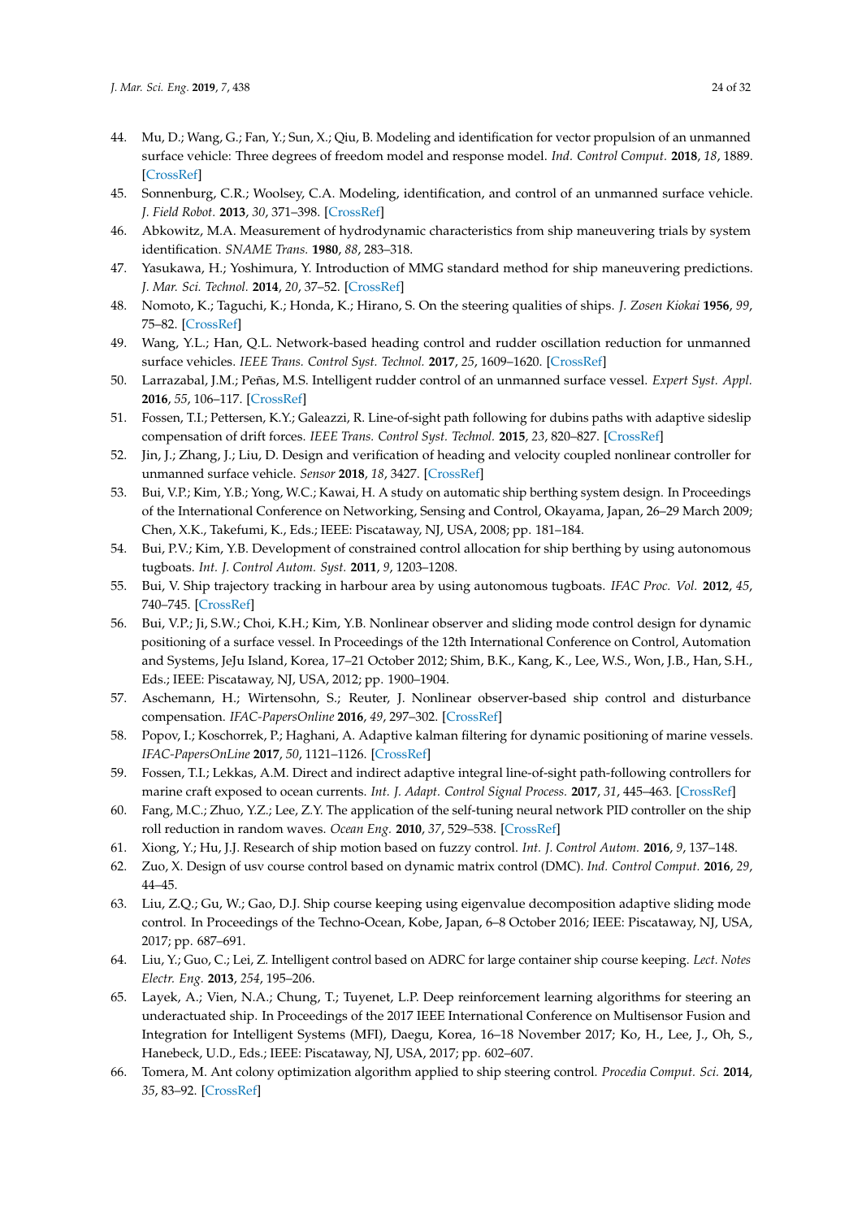44. Mu, D.; Wang, G.; Fan, Y.; Sun, X.; Qiu, B. Modeling and identification for vector propulsion of an unmanned surface vehicle: Three degrees of freedom model and response model. *Ind. Control Comput.* **2018**, *18*, 1889. [CrossRef]
45. Sonnenburg, C.R.; Woolsey, C.A. Modeling, identification, and control of an unmanned surface vehicle. *J. Field Robot.* **2013**, *30*, 371–398. [CrossRef]
46. Abkowitz, M.A. Measurement of hydrodynamic characteristics from ship maneuvering trials by system identification. *SNAME Trans.* **1980**, *88*, 283–318.
47. Yasukawa, H.; Yoshimura, Y. Introduction of MMG standard method for ship maneuvering predictions. *J. Mar. Sci. Technol.* **2014**, *20*, 37–52. [CrossRef]
48. Nomoto, K.; Taguchi, K.; Honda, K.; Hirano, S. On the steering qualities of ships. *J. Zosen Kiokai* **1956**, *99*, 75–82. [CrossRef]
49. Wang, Y.L.; Han, Q.L. Network-based heading control and rudder oscillation reduction for unmanned surface vehicles. *IEEE Trans. Control Syst. Technol.* **2017**, *25*, 1609–1620. [CrossRef]
50. Larrazabal, J.M.; Peñas, M.S. Intelligent rudder control of an unmanned surface vessel. *Expert Syst. Appl.* **2016**, *55*, 106–117. [CrossRef]
51. Fossen, T.I.; Pettersen, K.Y.; Galeazzi, R. Line-of-sight path following for dubins paths with adaptive sideslip compensation of drift forces. *IEEE Trans. Control Syst. Technol.* **2015**, *23*, 820–827. [CrossRef]
52. Jin, J.; Zhang, J.; Liu, D. Design and verification of heading and velocity coupled nonlinear controller for unmanned surface vehicle. *Sensor* **2018**, *18*, 3427. [CrossRef]
53. Bui, V.P.; Kim, Y.B.; Yong, W.C.; Kawai, H. A study on automatic ship berthing system design. In Proceedings of the International Conference on Networking, Sensing and Control, Okayama, Japan, 26–29 March 2009; Chen, X.K., Takefumi, K., Eds.; IEEE: Piscataway, NJ, USA, 2008; pp. 181–184.
54. Bui, P.V.; Kim, Y.B. Development of constrained control allocation for ship berthing by using autonomous tugboats. *Int. J. Control Autom. Syst.* **2011**, *9*, 1203–1208.
55. Bui, V. Ship trajectory tracking in harbour area by using autonomous tugboats. *IFAC Proc. Vol.* **2012**, *45*, 740–745. [CrossRef]
56. Bui, V.P.; Ji, S.W.; Choi, K.H.; Kim, Y.B. Nonlinear observer and sliding mode control design for dynamic positioning of a surface vessel. In Proceedings of the 12th International Conference on Control, Automation and Systems, JeJu Island, Korea, 17–21 October 2012; Shim, B.K., Kang, K., Lee, W.S., Won, J.B., Han, S.H., Eds.; IEEE: Piscataway, NJ, USA, 2012; pp. 1900–1904.
57. Aschemann, H.; Wirtensohn, S.; Reuter, J. Nonlinear observer-based ship control and disturbance compensation. *IFAC-PapersOnline* **2016**, *49*, 297–302. [CrossRef]
58. Popov, I.; Koschorrek, P.; Haghani, A. Adaptive kalman filtering for dynamic positioning of marine vessels. *IFAC-PapersOnLine* **2017**, *50*, 1121–1126. [CrossRef]
59. Fossen, T.I.; Lekkas, A.M. Direct and indirect adaptive integral line-of-sight path-following controllers for marine craft exposed to ocean currents. *Int. J. Adapt. Control Signal Process.* **2017**, *31*, 445–463. [CrossRef]
60. Fang, M.C.; Zhuo, Y.Z.; Lee, Z.Y. The application of the self-tuning neural network PID controller on the ship roll reduction in random waves. *Ocean Eng.* **2010**, *37*, 529–538. [CrossRef]
61. Xiong, Y.; Hu, J.J. Research of ship motion based on fuzzy control. *Int. J. Control Autom.* **2016**, *9*, 137–148.
62. Zuo, X. Design of usv course control based on dynamic matrix control (DMC). *Ind. Control Comput.* **2016**, *29*, 44–45.
63. Liu, Z.Q.; Gu, W.; Gao, D.J. Ship course keeping using eigenvalue decomposition adaptive sliding mode control. In Proceedings of the Techno-Ocean, Kobe, Japan, 6–8 October 2016; IEEE: Piscataway, NJ, USA, 2017; pp. 687–691.
64. Liu, Y.; Guo, C.; Lei, Z. Intelligent control based on ADRC for large container ship course keeping. *Lect. Notes Electr. Eng.* **2013**, *254*, 195–206.
65. Layek, A.; Vien, N.A.; Chung, T.; Tuyenet, L.P. Deep reinforcement learning algorithms for steering an underactuated ship. In Proceedings of the 2017 IEEE International Conference on Multisensor Fusion and Integration for Intelligent Systems (MFI), Daegu, Korea, 16–18 November 2017; Ko, H., Lee, J., Oh, S., Hanebeck, U.D., Eds.; IEEE: Piscataway, NJ, USA, 2017; pp. 602–607.
66. Tomera, M. Ant colony optimization algorithm applied to ship steering control. *Procedia Comput. Sci.* **2014**, *35*, 83–92. [CrossRef]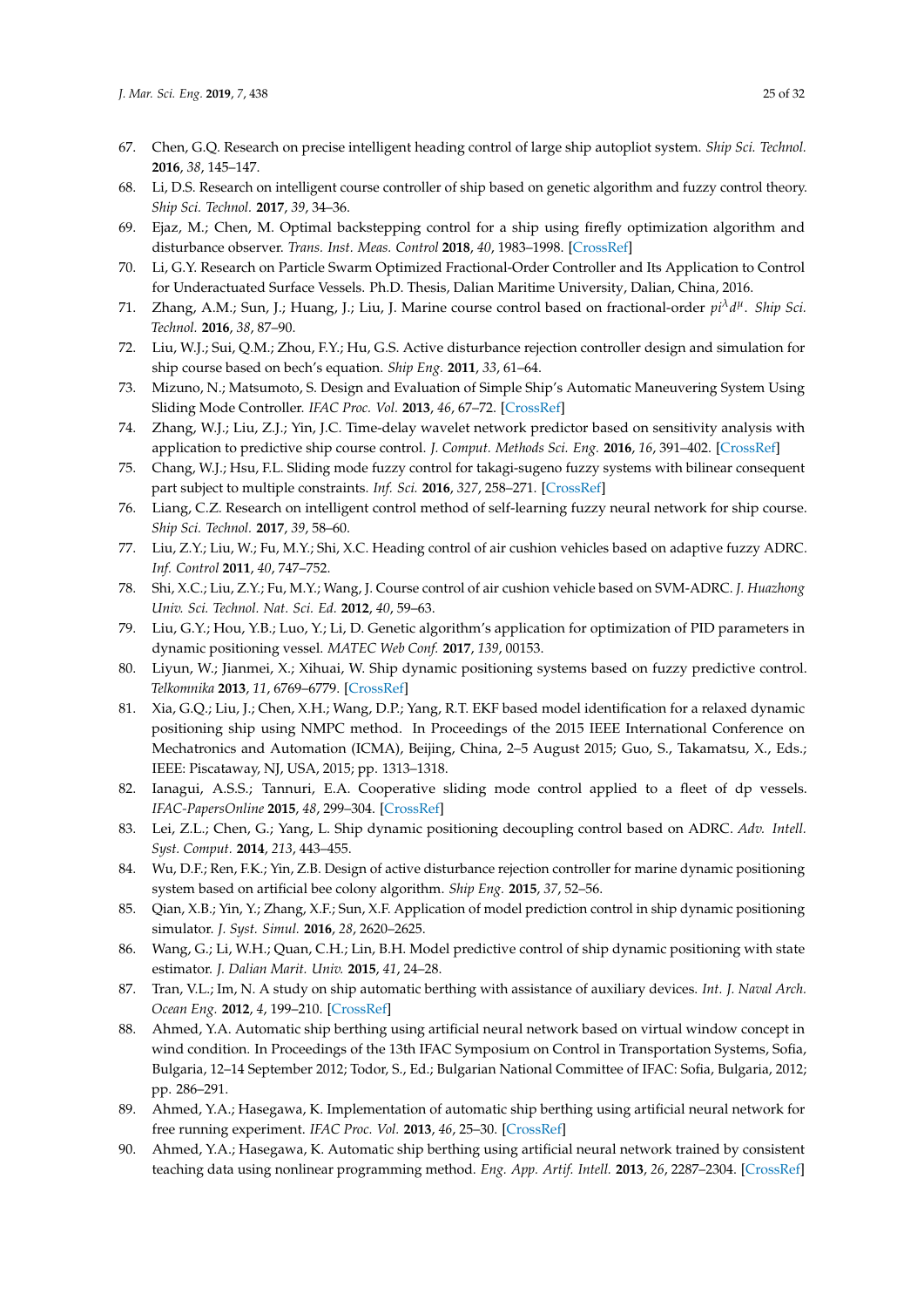67. Chen, G.Q. Research on precise intelligent heading control of large ship autopliot system. *Ship Sci. Technol.* **2016**, *38*, 145–147.
68. Li, D.S. Research on intelligent course controller of ship based on genetic algorithm and fuzzy control theory. *Ship Sci. Technol.* **2017**, *39*, 34–36.
69. Ejaz, M.; Chen, M. Optimal backstepping control for a ship using firefly optimization algorithm and disturbance observer. *Trans. Inst. Meas. Control* **2018**, *40*, 1983–1998. [CrossRef]
70. Li, G.Y. Research on Particle Swarm Optimized Fractional-Order Controller and Its Application to Control for Underactuated Surface Vessels. Ph.D. Thesis, Dalian Maritime University, Dalian, China, 2016.
71. Zhang, A.M.; Sun, J.; Huang, J.; Liu, J. Marine course control based on fractional-order $pi^{\lambda}d^{\mu}$. *Ship Sci. Technol.* **2016**, *38*, 87–90.
72. Liu, W.J.; Sui, Q.M.; Zhou, F.Y.; Hu, G.S. Active disturbance rejection controller design and simulation for ship course based on bech's equation. *Ship Eng.* **2011**, *33*, 61–64.
73. Mizuno, N.; Matsumoto, S. Design and Evaluation of Simple Ship's Automatic Maneuvering System Using Sliding Mode Controller. *IFAC Proc. Vol.* **2013**, *46*, 67–72. [CrossRef]
74. Zhang, W.J.; Liu, Z.J.; Yin, J.C. Time-delay wavelet network predictor based on sensitivity analysis with application to predictive ship course control. *J. Comput. Methods Sci. Eng.* **2016**, *16*, 391–402. [CrossRef]
75. Chang, W.J.; Hsu, F.L. Sliding mode fuzzy control for takagi-sugeno fuzzy systems with bilinear consequent part subject to multiple constraints. *Inf. Sci.* **2016**, *327*, 258–271. [CrossRef]
76. Liang, C.Z. Research on intelligent control method of self-learning fuzzy neural network for ship course. *Ship Sci. Technol.* **2017**, *39*, 58–60.
77. Liu, Z.Y.; Liu, W.; Fu, M.Y.; Shi, X.C. Heading control of air cushion vehicles based on adaptive fuzzy ADRC. *Inf. Control* **2011**, *40*, 747–752.
78. Shi, X.C.; Liu, Z.Y.; Fu, M.Y.; Wang, J. Course control of air cushion vehicle based on SVM-ADRC. *J. Huazhong Univ. Sci. Technol. Nat. Sci. Ed.* **2012**, *40*, 59–63.
79. Liu, G.Y.; Hou, Y.B.; Luo, Y.; Li, D. Genetic algorithm's application for optimization of PID parameters in dynamic positioning vessel. *MATEC Web Conf.* **2017**, *139*, 00153.
80. Liyun, W.; Jianmei, X.; Xihuai, W. Ship dynamic positioning systems based on fuzzy predictive control. *Telkomnika* **2013**, *11*, 6769–6779. [CrossRef]
81. Xia, G.Q.; Liu, J.; Chen, X.H.; Wang, D.P.; Yang, R.T. EKF based model identification for a relaxed dynamic positioning ship using NMPC method. In Proceedings of the 2015 IEEE International Conference on Mechatronics and Automation (ICMA), Beijing, China, 2–5 August 2015; Guo, S., Takamatsu, X., Eds.; IEEE: Piscataway, NJ, USA, 2015; pp. 1313–1318.
82. Ianagui, A.S.S.; Tannuri, E.A. Cooperative sliding mode control applied to a fleet of dp vessels. *IFAC-PapersOnline* **2015**, *48*, 299–304. [CrossRef]
83. Lei, Z.L.; Chen, G.; Yang, L. Ship dynamic positioning decoupling control based on ADRC. *Adv. Intell. Syst. Comput.* **2014**, *213*, 443–455.
84. Wu, D.F.; Ren, F.K.; Yin, Z.B. Design of active disturbance rejection controller for marine dynamic positioning system based on artificial bee colony algorithm. *Ship Eng.* **2015**, *37*, 52–56.
85. Qian, X.B.; Yin, Y.; Zhang, X.F.; Sun, X.F. Application of model prediction control in ship dynamic positioning simulator. *J. Syst. Simul.* **2016**, *28*, 2620–2625.
86. Wang, G.; Li, W.H.; Quan, C.H.; Lin, B.H. Model predictive control of ship dynamic positioning with state estimator. *J. Dalian Marit. Univ.* **2015**, *41*, 24–28.
87. Tran, V.L.; Im, N. A study on ship automatic berthing with assistance of auxiliary devices. *Int. J. Naval Arch. Ocean Eng.* **2012**, *4*, 199–210. [CrossRef]
88. Ahmed, Y.A. Automatic ship berthing using artificial neural network based on virtual window concept in wind condition. In Proceedings of the 13th IFAC Symposium on Control in Transportation Systems, Sofia, Bulgaria, 12–14 September 2012; Todor, S., Ed.; Bulgarian National Committee of IFAC: Sofia, Bulgaria, 2012; pp. 286–291.
89. Ahmed, Y.A.; Hasegawa, K. Implementation of automatic ship berthing using artificial neural network for free running experiment. *IFAC Proc. Vol.* **2013**, *46*, 25–30. [CrossRef]
90. Ahmed, Y.A.; Hasegawa, K. Automatic ship berthing using artificial neural network trained by consistent teaching data using nonlinear programming method. *Eng. App. Artif. Intell.* **2013**, *26*, 2287–2304. [CrossRef]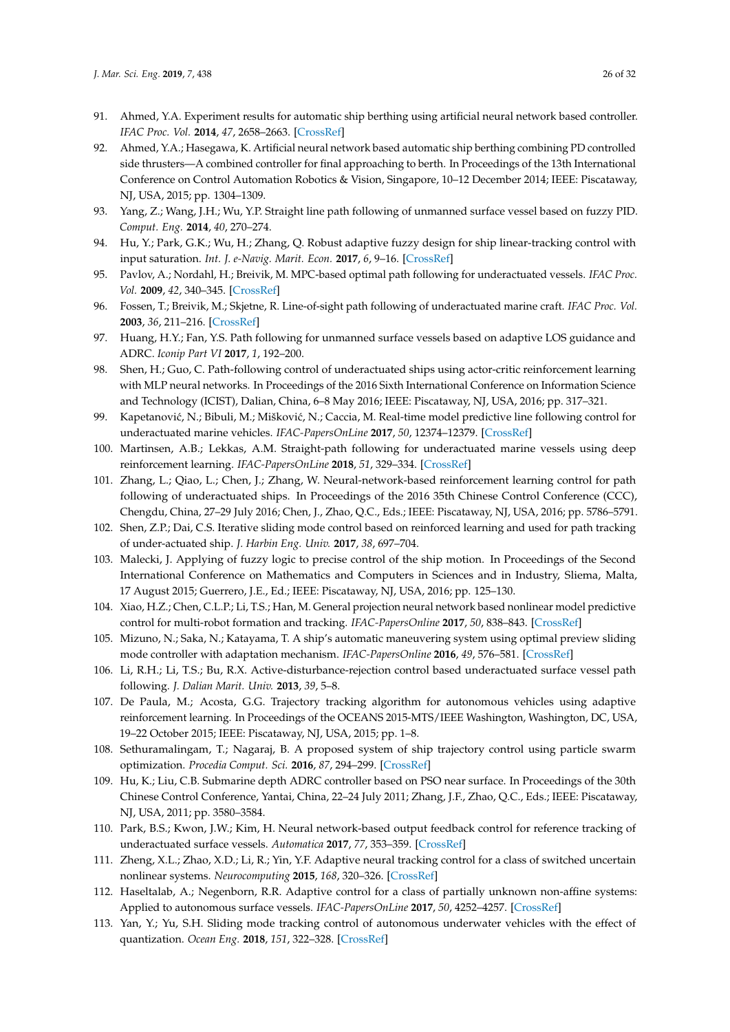91. Ahmed, Y.A. Experiment results for automatic ship berthing using artificial neural network based controller. *IFAC Proc. Vol.* **2014**, *47*, 2658–2663. [CrossRef]
92. Ahmed, Y.A.; Hasegawa, K. Artificial neural network based automatic ship berthing combining PD controlled side thrusters—A combined controller for final approaching to berth. In Proceedings of the 13th International Conference on Control Automation Robotics & Vision, Singapore, 10–12 December 2014; IEEE: Piscataway, NJ, USA, 2015; pp. 1304–1309.
93. Yang, Z.; Wang, J.H.; Wu, Y.P. Straight line path following of unmanned surface vessel based on fuzzy PID. *Comput. Eng.* **2014**, *40*, 270–274.
94. Hu, Y.; Park, G.K.; Wu, H.; Zhang, Q. Robust adaptive fuzzy design for ship linear-tracking control with input saturation. *Int. J. e-Navig. Marit. Econ.* **2017**, *6*, 9–16. [CrossRef]
95. Pavlov, A.; Nordahl, H.; Breivik, M. MPC-based optimal path following for underactuated vessels. *IFAC Proc. Vol.* **2009**, *42*, 340–345. [CrossRef]
96. Fossen, T.; Breivik, M.; Skjetne, R. Line-of-sight path following of underactuated marine craft. *IFAC Proc. Vol.* **2003**, *36*, 211–216. [CrossRef]
97. Huang, H.Y.; Fan, Y.S. Path following for unmanned surface vessels based on adaptive LOS guidance and ADRC. *Iconip Part VI* **2017**, *1*, 192–200.
98. Shen, H.; Guo, C. Path-following control of underactuated ships using actor-critic reinforcement learning with MLP neural networks. In Proceedings of the 2016 Sixth International Conference on Information Science and Technology (ICIST), Dalian, China, 6–8 May 2016; IEEE: Piscataway, NJ, USA, 2016; pp. 317–321.
99. Kapetanović, N.; Bibuli, M.; Mišković, N.; Caccia, M. Real-time model predictive line following control for underactuated marine vehicles. *IFAC-PapersOnLine* **2017**, *50*, 12374–12379. [CrossRef]
100. Martinsen, A.B.; Lekkas, A.M. Straight-path following for underactuated marine vessels using deep reinforcement learning. *IFAC-PapersOnLine* **2018**, *51*, 329–334. [CrossRef]
101. Zhang, L.; Qiao, L.; Chen, J.; Zhang, W. Neural-network-based reinforcement learning control for path following of underactuated ships. In Proceedings of the 2016 35th Chinese Control Conference (CCC), Chengdu, China, 27–29 July 2016; Chen, J., Zhao, Q.C., Eds.; IEEE: Piscataway, NJ, USA, 2016; pp. 5786–5791.
102. Shen, Z.P.; Dai, C.S. Iterative sliding mode control based on reinforced learning and used for path tracking of under-actuated ship. *J. Harbin Eng. Univ.* **2017**, *38*, 697–704.
103. Malecki, J. Applying of fuzzy logic to precise control of the ship motion. In Proceedings of the Second International Conference on Mathematics and Computers in Sciences and in Industry, Sliema, Malta, 17 August 2015; Guerrero, J.E., Ed.; IEEE: Piscataway, NJ, USA, 2016; pp. 125–130.
104. Xiao, H.Z.; Chen, C.L.P.; Li, T.S.; Han, M. General projection neural network based nonlinear model predictive control for multi-robot formation and tracking. *IFAC-PapersOnline* **2017**, *50*, 838–843. [CrossRef]
105. Mizuno, N.; Saka, N.; Katayama, T. A ship's automatic maneuvering system using optimal preview sliding mode controller with adaptation mechanism. *IFAC-PapersOnline* **2016**, *49*, 576–581. [CrossRef]
106. Li, R.H.; Li, T.S.; Bu, R.X. Active-disturbance-rejection control based underactuated surface vessel path following. *J. Dalian Marit. Univ.* **2013**, *39*, 5–8.
107. De Paula, M.; Acosta, G.G. Trajectory tracking algorithm for autonomous vehicles using adaptive reinforcement learning. In Proceedings of the OCEANS 2015-MTS/IEEE Washington, Washington, DC, USA, 19–22 October 2015; IEEE: Piscataway, NJ, USA, 2015; pp. 1–8.
108. Sethuramalingam, T.; Nagaraj, B. A proposed system of ship trajectory control using particle swarm optimization. *Procedia Comput. Sci.* **2016**, *87*, 294–299. [CrossRef]
109. Hu, K.; Liu, C.B. Submarine depth ADRC controller based on PSO near surface. In Proceedings of the 30th Chinese Control Conference, Yantai, China, 22–24 July 2011; Zhang, J.F., Zhao, Q.C., Eds.; IEEE: Piscataway, NJ, USA, 2011; pp. 3580–3584.
110. Park, B.S.; Kwon, J.W.; Kim, H. Neural network-based output feedback control for reference tracking of underactuated surface vessels. *Automatica* **2017**, *77*, 353–359. [CrossRef]
111. Zheng, X.L.; Zhao, X.D.; Li, R.; Yin, Y.F. Adaptive neural tracking control for a class of switched uncertain nonlinear systems. *Neurocomputing* **2015**, *168*, 320–326. [CrossRef]
112. Haseltalab, A.; Negenborn, R.R. Adaptive control for a class of partially unknown non-affine systems: Applied to autonomous surface vessels. *IFAC-PapersOnLine* **2017**, *50*, 4252–4257. [CrossRef]
113. Yan, Y.; Yu, S.H. Sliding mode tracking control of autonomous underwater vehicles with the effect of quantization. *Ocean Eng.* **2018**, *151*, 322–328. [CrossRef]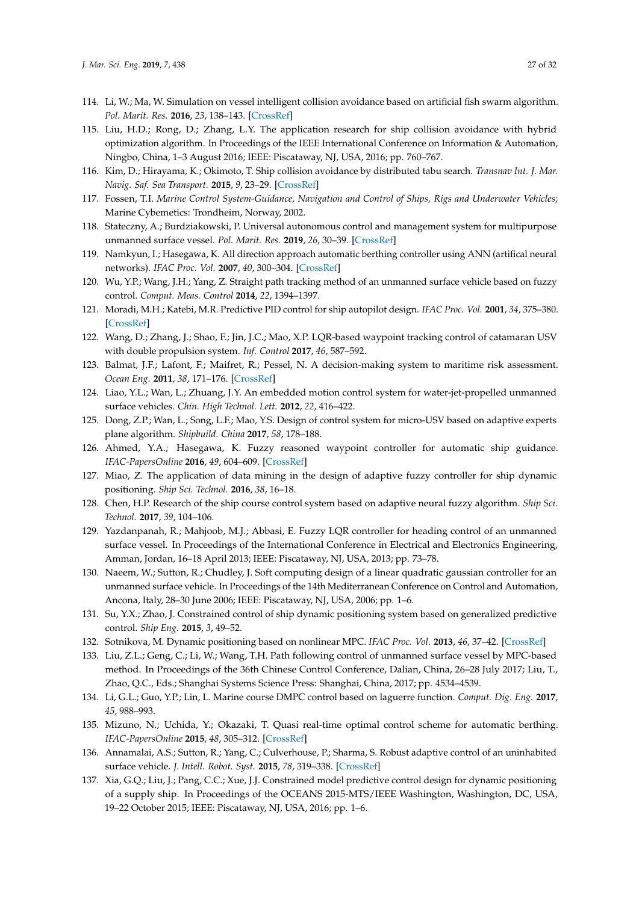114. Li, W.; Ma, W. Simulation on vessel intelligent collision avoidance based on artificial fish swarm algorithm. *Pol. Marit. Res.* **2016**, *23*, 138–143. [CrossRef]
115. Liu, H.D.; Rong, D.; Zhang, L.Y. The application research for ship collision avoidance with hybrid optimization algorithm. In Proceedings of the IEEE International Conference on Information & Automation, Ningbo, China, 1–3 August 2016; IEEE: Piscataway, NJ, USA, 2016; pp. 760–767.
116. Kim, D.; Hirayama, K.; Okimoto, T. Ship collision avoidance by distributed tabu search. *Transnav Int. J. Mar. Navig. Saf. Sea Transport.* **2015**, *9*, 23–29. [CrossRef]
117. Fossen, T.I. *Marine Control System-Guidance, Navigation and Control of Ships, Rigs and Underwater Vehicles*; Marine Cybemetics: Trondheim, Norway, 2002.
118. Stateczny, A.; Burdziakowski, P. Universal autonomous control and management system for multipurpose unmanned surface vessel. *Pol. Marit. Res.* **2019**, *26*, 30–39. [CrossRef]
119. Namkyun, I.; Hasegawa, K. All direction approach automatic berthing controller using ANN (artifical neural networks). *IFAC Proc. Vol.* **2007**, *40*, 300–304. [CrossRef]
120. Wu, Y.P.; Wang, J.H.; Yang, Z. Straight path tracking method of an unmanned surface vehicle based on fuzzy control. *Comput. Meas. Control* **2014**, *22*, 1394–1397.
121. Moradi, M.H.; Katebi, M.R. Predictive PID control for ship autopilot design. *IFAC Proc. Vol.* **2001**, *34*, 375–380. [CrossRef]
122. Wang, D.; Zhang, J.; Shao, F.; Jin, J.C.; Mao, X.P. LQR-based waypoint tracking control of catamaran USV with double propulsion system. *Inf. Control* **2017**, *46*, 587–592.
123. Balmat, J.F.; Lafont, F.; Maifret, R.; Pessel, N. A decision-making system to maritime risk assessment. *Ocean Eng.* **2011**, *38*, 171–176. [CrossRef]
124. Liao, Y.L.; Wan, L.; Zhuang, J.Y. An embedded motion control system for water-jet-propelled unmanned surface vehicles. *Chin. High Technol. Lett.* **2012**, *22*, 416–422.
125. Dong, Z.P.; Wan, L.; Song, L.F.; Mao, Y.S. Design of control system for micro-USV based on adaptive experts plane algorithm. *Shipbuild. China* **2017**, *58*, 178–188.
126. Ahmed, Y.A.; Hasegawa, K. Fuzzy reasoned waypoint controller for automatic ship guidance. *IFAC-PapersOnline* **2016**, *49*, 604–609. [CrossRef]
127. Miao, Z. The application of data mining in the design of adaptive fuzzy controller for ship dynamic positioning. *Ship Sci. Technol.* **2016**, *38*, 16–18.
128. Chen, H.P. Research of the ship course control system based on adaptive neural fuzzy algorithm. *Ship Sci. Technol.* **2017**, *39*, 104–106.
129. Yazdanpanah, R.; Mahjoob, M.J.; Abbasi, E. Fuzzy LQR controller for heading control of an unmanned surface vessel. In Proceedings of the International Conference in Electrical and Electronics Engineering, Amman, Jordan, 16–18 April 2013; IEEE: Piscataway, NJ, USA, 2013; pp. 73–78.
130. Naeem, W.; Sutton, R.; Chudley, J. Soft computing design of a linear quadratic gaussian controller for an unmanned surface vehicle. In Proceedings of the 14th Mediterranean Conference on Control and Automation, Ancona, Italy, 28–30 June 2006; IEEE: Piscataway, NJ, USA, 2006; pp. 1–6.
131. Su, Y.X.; Zhao, J. Constrained control of ship dynamic positioning system based on generalized predictive control. *Ship Eng.* **2015**, *3*, 49–52.
132. Sotnikova, M. Dynamic positioning based on nonlinear MPC. *IFAC Proc. Vol.* **2013**, *46*, 37–42. [CrossRef]
133. Liu, Z.L.; Geng, C.; Li, W.; Wang, T.H. Path following control of unmanned surface vessel by MPC-based method. In Proceedings of the 36th Chinese Control Conference, Dalian, China, 26–28 July 2017; Liu, T., Zhao, Q.C., Eds.; Shanghai Systems Science Press: Shanghai, China, 2017; pp. 4534–4539.
134. Li, G.L.; Guo, Y.P.; Lin, L. Marine course DMPC control based on laguerre function. *Comput. Dig. Eng.* **2017**, *45*, 988–993.
135. Mizuno, N.; Uchida, Y.; Okazaki, T. Quasi real-time optimal control scheme for automatic berthing. *IFAC-PapersOnline* **2015**, *48*, 305–312. [CrossRef]
136. Annamalai, A.S.; Sutton, R.; Yang, C.; Culverhouse, P.; Sharma, S. Robust adaptive control of an uninhabited surface vehicle. *J. Intell. Robot. Syst.* **2015**, *78*, 319–338. [CrossRef]
137. Xia, G.Q.; Liu, J.; Pang, C.C.; Xue, J.J. Constrained model predictive control design for dynamic positioning of a supply ship. In Proceedings of the OCEANS 2015-MTS/IEEE Washington, Washington, DC, USA, 19–22 October 2015; IEEE: Piscataway, NJ, USA, 2016; pp. 1–6.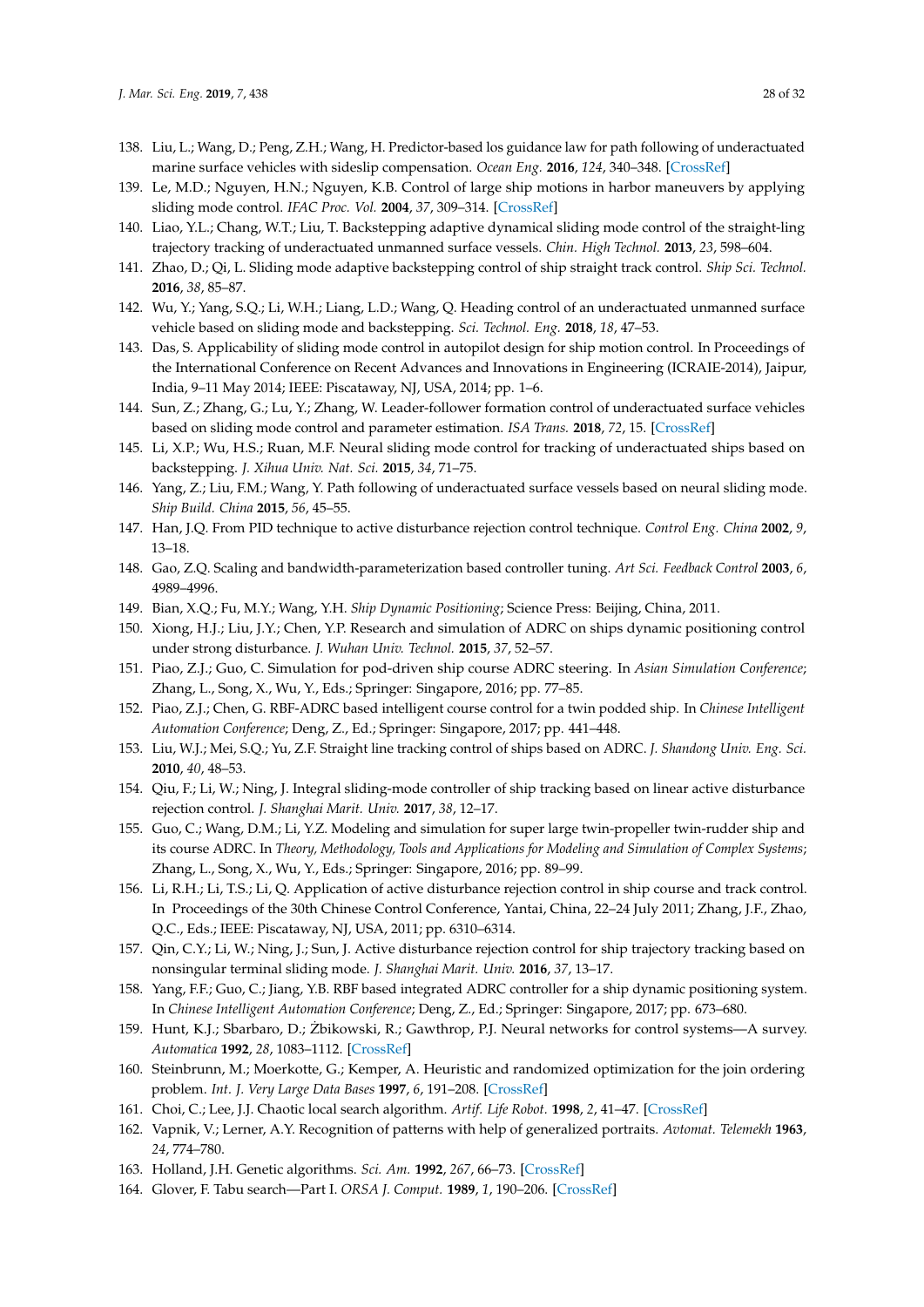138. Liu, L.; Wang, D.; Peng, Z.H.; Wang, H. Predictor-based los guidance law for path following of underactuated marine surface vehicles with sideslip compensation. *Ocean Eng.* **2016**, *124*, 340–348. [CrossRef]
139. Le, M.D.; Nguyen, H.N.; Nguyen, K.B. Control of large ship motions in harbor maneuvers by applying sliding mode control. *IFAC Proc. Vol.* **2004**, *37*, 309–314. [CrossRef]
140. Liao, Y.L.; Chang, W.T.; Liu, T. Backstepping adaptive dynamical sliding mode control of the straight-ling trajectory tracking of underactuated unmanned surface vessels. *Chin. High Technol.* **2013**, *23*, 598–604.
141. Zhao, D.; Qi, L. Sliding mode adaptive backstepping control of ship straight track control. *Ship Sci. Technol.* **2016**, *38*, 85–87.
142. Wu, Y.; Yang, S.Q.; Li, W.H.; Liang, L.D.; Wang, Q. Heading control of an underactuated unmanned surface vehicle based on sliding mode and backstepping. *Sci. Technol. Eng.* **2018**, *18*, 47–53.
143. Das, S. Applicability of sliding mode control in autopilot design for ship motion control. In Proceedings of the International Conference on Recent Advances and Innovations in Engineering (ICRAIE-2014), Jaipur, India, 9–11 May 2014; IEEE: Piscataway, NJ, USA, 2014; pp. 1–6.
144. Sun, Z.; Zhang, G.; Lu, Y.; Zhang, W. Leader-follower formation control of underactuated surface vehicles based on sliding mode control and parameter estimation. *ISA Trans.* **2018**, *72*, 15. [CrossRef]
145. Li, X.P.; Wu, H.S.; Ruan, M.F. Neural sliding mode control for tracking of underactuated ships based on backstepping. *J. Xihua Univ. Nat. Sci.* **2015**, *34*, 71–75.
146. Yang, Z.; Liu, F.M.; Wang, Y. Path following of underactuated surface vessels based on neural sliding mode. *Ship Build. China* **2015**, *56*, 45–55.
147. Han, J.Q. From PID technique to active disturbance rejection control technique. *Control Eng. China* **2002**, *9*, 13–18.
148. Gao, Z.Q. Scaling and bandwidth-parameterization based controller tuning. *Art Sci. Feedback Control* **2003**, *6*, 4989–4996.
149. Bian, X.Q.; Fu, M.Y.; Wang, Y.H. *Ship Dynamic Positioning*; Science Press: Beijing, China, 2011.
150. Xiong, H.J.; Liu, J.Y.; Chen, Y.P. Research and simulation of ADRC on ships dynamic positioning control under strong disturbance. *J. Wuhan Univ. Technol.* **2015**, *37*, 52–57.
151. Piao, Z.J.; Guo, C. Simulation for pod-driven ship course ADRC steering. In *Asian Simulation Conference*; Zhang, L., Song, X., Wu, Y., Eds.; Springer: Singapore, 2016; pp. 77–85.
152. Piao, Z.J.; Chen, G. RBF-ADRC based intelligent course control for a twin podded ship. In *Chinese Intelligent Automation Conference*; Deng, Z., Ed.; Springer: Singapore, 2017; pp. 441–448.
153. Liu, W.J.; Mei, S.Q.; Yu, Z.F. Straight line tracking control of ships based on ADRC. *J. Shandong Univ. Eng. Sci.* **2010**, *40*, 48–53.
154. Qiu, F.; Li, W.; Ning, J. Integral sliding-mode controller of ship tracking based on linear active disturbance rejection control. *J. Shanghai Marit. Univ.* **2017**, *38*, 12–17.
155. Guo, C.; Wang, D.M.; Li, Y.Z. Modeling and simulation for super large twin-propeller twin-rudder ship and its course ADRC. In *Theory, Methodology, Tools and Applications for Modeling and Simulation of Complex Systems*; Zhang, L., Song, X., Wu, Y., Eds.; Springer: Singapore, 2016; pp. 89–99.
156. Li, R.H.; Li, T.S.; Li, Q. Application of active disturbance rejection control in ship course and track control. In Proceedings of the 30th Chinese Control Conference, Yantai, China, 22–24 July 2011; Zhang, J.F., Zhao, Q.C., Eds.; IEEE: Piscataway, NJ, USA, 2011; pp. 6310–6314.
157. Qin, C.Y.; Li, W.; Ning, J.; Sun, J. Active disturbance rejection control for ship trajectory tracking based on nonsingular terminal sliding mode. *J. Shanghai Marit. Univ.* **2016**, *37*, 13–17.
158. Yang, F.F.; Guo, C.; Jiang, Y.B. RBF based integrated ADRC controller for a ship dynamic positioning system. In *Chinese Intelligent Automation Conference*; Deng, Z., Ed.; Springer: Singapore, 2017; pp. 673–680.
159. Hunt, K.J.; Sbarbaro, D.; Żbikowski, R.; Gawthrop, P.J. Neural networks for control systems—A survey. *Automatica* **1992**, *28*, 1083–1112. [CrossRef]
160. Steinbrunn, M.; Moerkotte, G.; Kemper, A. Heuristic and randomized optimization for the join ordering problem. *Int. J. Very Large Data Bases* **1997**, *6*, 191–208. [CrossRef]
161. Choi, C.; Lee, J.J. Chaotic local search algorithm. *Artif. Life Robot.* **1998**, *2*, 41–47. [CrossRef]
162. Vapnik, V.; Lerner, A.Y. Recognition of patterns with help of generalized portraits. *Avtomat. Telemekh* **1963**, *24*, 774–780.
163. Holland, J.H. Genetic algorithms. *Sci. Am.* **1992**, *267*, 66–73. [CrossRef]
164. Glover, F. Tabu search—Part I. *ORSA J. Comput.* **1989**, *1*, 190–206. [CrossRef]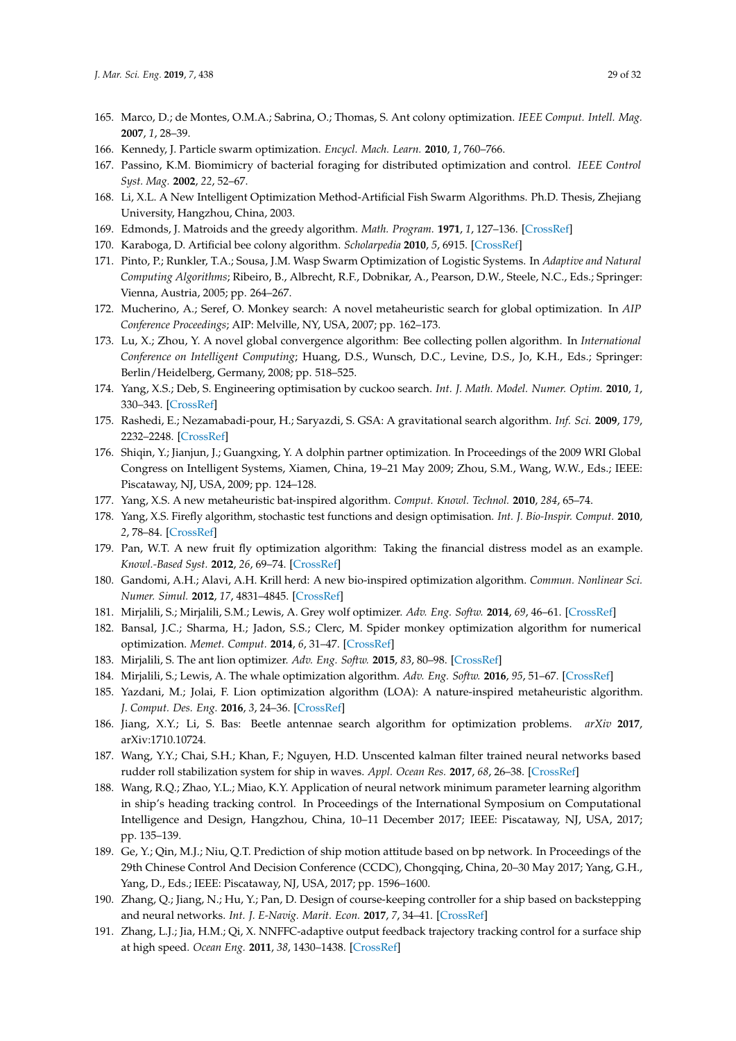165. Marco, D.; de Montes, O.M.A.; Sabrina, O.; Thomas, S. Ant colony optimization. *IEEE Comput. Intell. Mag.* **2007**, *1*, 28–39.
166. Kennedy, J. Particle swarm optimization. *Encycl. Mach. Learn.* **2010**, *1*, 760–766.
167. Passino, K.M. Biomimicry of bacterial foraging for distributed optimization and control. *IEEE Control Syst. Mag.* **2002**, *22*, 52–67.
168. Li, X.L. A New Intelligent Optimization Method-Artificial Fish Swarm Algorithms. Ph.D. Thesis, Zhejiang University, Hangzhou, China, 2003.
169. Edmonds, J. Matroids and the greedy algorithm. *Math. Program.* **1971**, *1*, 127–136. [CrossRef]
170. Karaboga, D. Artificial bee colony algorithm. *Scholarpedia* **2010**, *5*, 6915. [CrossRef]
171. Pinto, P.; Runkler, T.A.; Sousa, J.M. Wasp Swarm Optimization of Logistic Systems. In *Adaptive and Natural Computing Algorithms*; Ribeiro, B., Albrecht, R.F., Dobnikar, A., Pearson, D.W., Steele, N.C., Eds.; Springer: Vienna, Austria, 2005; pp. 264–267.
172. Mucherino, A.; Seref, O. Monkey search: A novel metaheuristic search for global optimization. In *AIP Conference Proceedings*; AIP: Melville, NY, USA, 2007; pp. 162–173.
173. Lu, X.; Zhou, Y. A novel global convergence algorithm: Bee collecting pollen algorithm. In *International Conference on Intelligent Computing*; Huang, D.S., Wunsch, D.C., Levine, D.S., Jo, K.H., Eds.; Springer: Berlin/Heidelberg, Germany, 2008; pp. 518–525.
174. Yang, X.S.; Deb, S. Engineering optimisation by cuckoo search. *Int. J. Math. Model. Numer. Optim.* **2010**, *1*, 330–343. [CrossRef]
175. Rashedi, E.; Nezamabadi-pour, H.; Saryazdi, S. GSA: A gravitational search algorithm. *Inf. Sci.* **2009**, *179*, 2232–2248. [CrossRef]
176. Shiqin, Y.; Jianjun, J.; Guangxing, Y. A dolphin partner optimization. In Proceedings of the 2009 WRI Global Congress on Intelligent Systems, Xiamen, China, 19–21 May 2009; Zhou, S.M., Wang, W.W., Eds.; IEEE: Piscataway, NJ, USA, 2009; pp. 124–128.
177. Yang, X.S. A new metaheuristic bat-inspired algorithm. *Comput. Knowl. Technol.* **2010**, *284*, 65–74.
178. Yang, X.S. Firefly algorithm, stochastic test functions and design optimisation. *Int. J. Bio-Inspir. Comput.* **2010**, *2*, 78–84. [CrossRef]
179. Pan, W.T. A new fruit fly optimization algorithm: Taking the financial distress model as an example. *Knowl.-Based Syst.* **2012**, *26*, 69–74. [CrossRef]
180. Gandomi, A.H.; Alavi, A.H. Krill herd: A new bio-inspired optimization algorithm. *Commun. Nonlinear Sci. Numer. Simul.* **2012**, *17*, 4831–4845. [CrossRef]
181. Mirjalili, S.; Mirjalili, S.M.; Lewis, A. Grey wolf optimizer. *Adv. Eng. Softw.* **2014**, *69*, 46–61. [CrossRef]
182. Bansal, J.C.; Sharma, H.; Jadon, S.S.; Clerc, M. Spider monkey optimization algorithm for numerical optimization. *Memet. Comput.* **2014**, *6*, 31–47. [CrossRef]
183. Mirjalili, S. The ant lion optimizer. *Adv. Eng. Softw.* **2015**, *83*, 80–98. [CrossRef]
184. Mirjalili, S.; Lewis, A. The whale optimization algorithm. *Adv. Eng. Softw.* **2016**, *95*, 51–67. [CrossRef]
185. Yazdani, M.; Jolai, F. Lion optimization algorithm (LOA): A nature-inspired metaheuristic algorithm. *J. Comput. Des. Eng.* **2016**, *3*, 24–36. [CrossRef]
186. Jiang, X.Y.; Li, S. Bas: Beetle antennae search algorithm for optimization problems. *arXiv* **2017**, arXiv:1710.10724.
187. Wang, Y.Y.; Chai, S.H.; Khan, F.; Nguyen, H.D. Unscented kalman filter trained neural networks based rudder roll stabilization system for ship in waves. *Appl. Ocean Res.* **2017**, *68*, 26–38. [CrossRef]
188. Wang, R.Q.; Zhao, Y.L.; Miao, K.Y. Application of neural network minimum parameter learning algorithm in ship's heading tracking control. In Proceedings of the International Symposium on Computational Intelligence and Design, Hangzhou, China, 10–11 December 2017; IEEE: Piscataway, NJ, USA, 2017; pp. 135–139.
189. Ge, Y.; Qin, M.J.; Niu, Q.T. Prediction of ship motion attitude based on bp network. In Proceedings of the 29th Chinese Control And Decision Conference (CCDC), Chongqing, China, 20–30 May 2017; Yang, G.H., Yang, D., Eds.; IEEE: Piscataway, NJ, USA, 2017; pp. 1596–1600.
190. Zhang, Q.; Jiang, N.; Hu, Y.; Pan, D. Design of course-keeping controller for a ship based on backstepping and neural networks. *Int. J. E-Navig. Marit. Econ.* **2017**, *7*, 34–41. [CrossRef]
191. Zhang, L.J.; Jia, H.M.; Qi, X. NNFFC-adaptive output feedback trajectory tracking control for a surface ship at high speed. *Ocean Eng.* **2011**, *38*, 1430–1438. [CrossRef]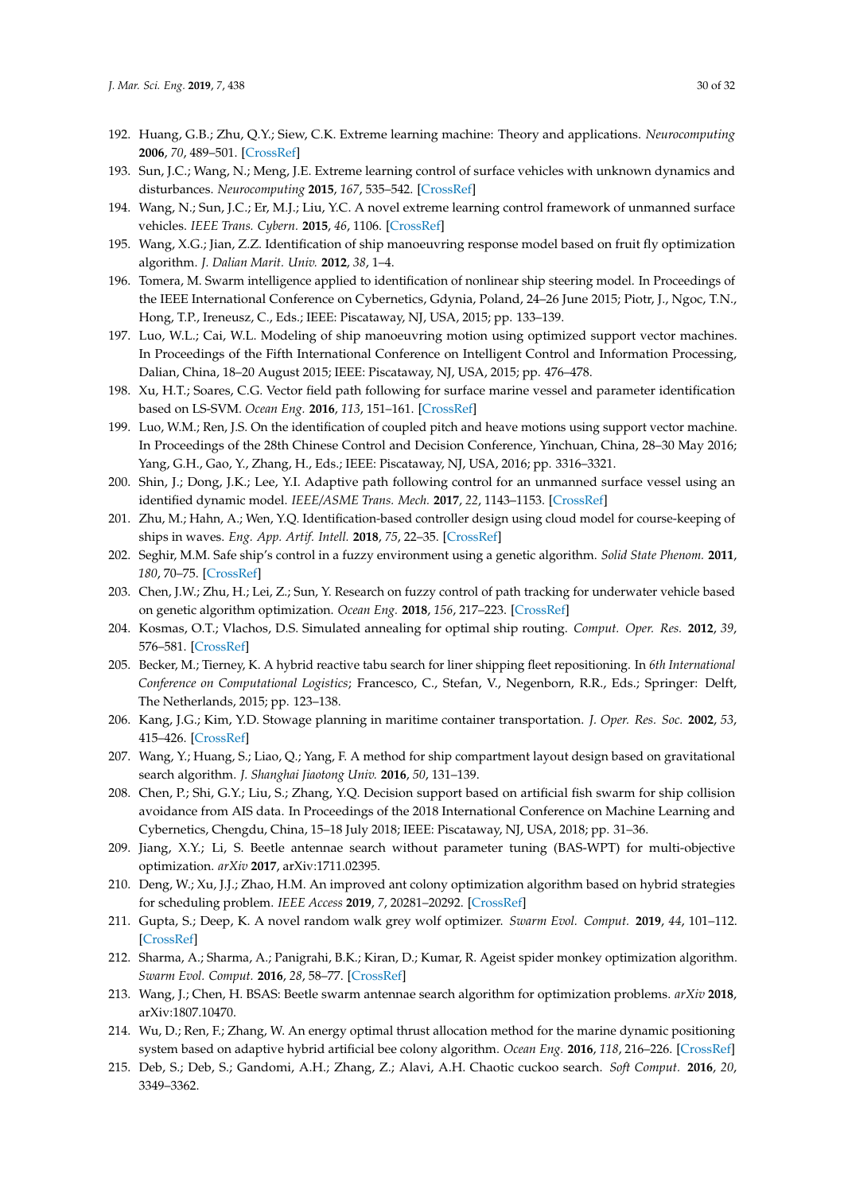192. Huang, G.B.; Zhu, Q.Y.; Siew, C.K. Extreme learning machine: Theory and applications. *Neurocomputing* **2006**, *70*, 489–501. [CrossRef]
193. Sun, J.C.; Wang, N.; Meng, J.E. Extreme learning control of surface vehicles with unknown dynamics and disturbances. *Neurocomputing* **2015**, *167*, 535–542. [CrossRef]
194. Wang, N.; Sun, J.C.; Er, M.J.; Liu, Y.C. A novel extreme learning control framework of unmanned surface vehicles. *IEEE Trans. Cybern.* **2015**, *46*, 1106. [CrossRef]
195. Wang, X.G.; Jian, Z.Z. Identification of ship manoeuvring response model based on fruit fly optimization algorithm. *J. Dalian Marit. Univ.* **2012**, *38*, 1–4.
196. Tomera, M. Swarm intelligence applied to identification of nonlinear ship steering model. In Proceedings of the IEEE International Conference on Cybernetics, Gdynia, Poland, 24–26 June 2015; Piotr, J., Ngoc, T.N., Hong, T.P., Ireneusz, C., Eds.; IEEE: Piscataway, NJ, USA, 2015; pp. 133–139.
197. Luo, W.L.; Cai, W.L. Modeling of ship manoeuvring motion using optimized support vector machines. In Proceedings of the Fifth International Conference on Intelligent Control and Information Processing, Dalian, China, 18–20 August 2015; IEEE: Piscataway, NJ, USA, 2015; pp. 476–478.
198. Xu, H.T.; Soares, C.G. Vector field path following for surface marine vessel and parameter identification based on LS-SVM. *Ocean Eng.* **2016**, *113*, 151–161. [CrossRef]
199. Luo, W.M.; Ren, J.S. On the identification of coupled pitch and heave motions using support vector machine. In Proceedings of the 28th Chinese Control and Decision Conference, Yinchuan, China, 28–30 May 2016; Yang, G.H., Gao, Y., Zhang, H., Eds.; IEEE: Piscataway, NJ, USA, 2016; pp. 3316–3321.
200. Shin, J.; Dong, J.K.; Lee, Y.I. Adaptive path following control for an unmanned surface vessel using an identified dynamic model. *IEEE/ASME Trans. Mech.* **2017**, *22*, 1143–1153. [CrossRef]
201. Zhu, M.; Hahn, A.; Wen, Y.Q. Identification-based controller design using cloud model for course-keeping of ships in waves. *Eng. App. Artif. Intell.* **2018**, *75*, 22–35. [CrossRef]
202. Seghir, M.M. Safe ship's control in a fuzzy environment using a genetic algorithm. *Solid State Phenom.* **2011**, *180*, 70–75. [CrossRef]
203. Chen, J.W.; Zhu, H.; Lei, Z.; Sun, Y. Research on fuzzy control of path tracking for underwater vehicle based on genetic algorithm optimization. *Ocean Eng.* **2018**, *156*, 217–223. [CrossRef]
204. Kosmas, O.T.; Vlachos, D.S. Simulated annealing for optimal ship routing. *Comput. Oper. Res.* **2012**, *39*, 576–581. [CrossRef]
205. Becker, M.; Tierney, K. A hybrid reactive tabu search for liner shipping fleet repositioning. In *6th International Conference on Computational Logistics*; Francesco, C., Stefan, V., Negenborn, R.R., Eds.; Springer: Delft, The Netherlands, 2015; pp. 123–138.
206. Kang, J.G.; Kim, Y.D. Stowage planning in maritime container transportation. *J. Oper. Res. Soc.* **2002**, *53*, 415–426. [CrossRef]
207. Wang, Y.; Huang, S.; Liao, Q.; Yang, F. A method for ship compartment layout design based on gravitational search algorithm. *J. Shanghai Jiaotong Univ.* **2016**, *50*, 131–139.
208. Chen, P.; Shi, G.Y.; Liu, S.; Zhang, Y.Q. Decision support based on artificial fish swarm for ship collision avoidance from AIS data. In Proceedings of the 2018 International Conference on Machine Learning and Cybernetics, Chengdu, China, 15–18 July 2018; IEEE: Piscataway, NJ, USA, 2018; pp. 31–36.
209. Jiang, X.Y.; Li, S. Beetle antennae search without parameter tuning (BAS-WPT) for multi-objective optimization. *arXiv* **2017**, arXiv:1711.02395.
210. Deng, W.; Xu, J.J.; Zhao, H.M. An improved ant colony optimization algorithm based on hybrid strategies for scheduling problem. *IEEE Access* **2019**, *7*, 20281–20292. [CrossRef]
211. Gupta, S.; Deep, K. A novel random walk grey wolf optimizer. *Swarm Evol. Comput.* **2019**, *44*, 101–112. [CrossRef]
212. Sharma, A.; Sharma, A.; Panigrahi, B.K.; Kiran, D.; Kumar, R. Ageist spider monkey optimization algorithm. *Swarm Evol. Comput.* **2016**, *28*, 58–77. [CrossRef]
213. Wang, J.; Chen, H. BSAS: Beetle swarm antennae search algorithm for optimization problems. *arXiv* **2018**, arXiv:1807.10470.
214. Wu, D.; Ren, F.; Zhang, W. An energy optimal thrust allocation method for the marine dynamic positioning system based on adaptive hybrid artificial bee colony algorithm. *Ocean Eng.* **2016**, *118*, 216–226. [CrossRef]
215. Deb, S.; Deb, S.; Gandomi, A.H.; Zhang, Z.; Alavi, A.H. Chaotic cuckoo search. *Soft Comput.* **2016**, *20*, 3349–3362.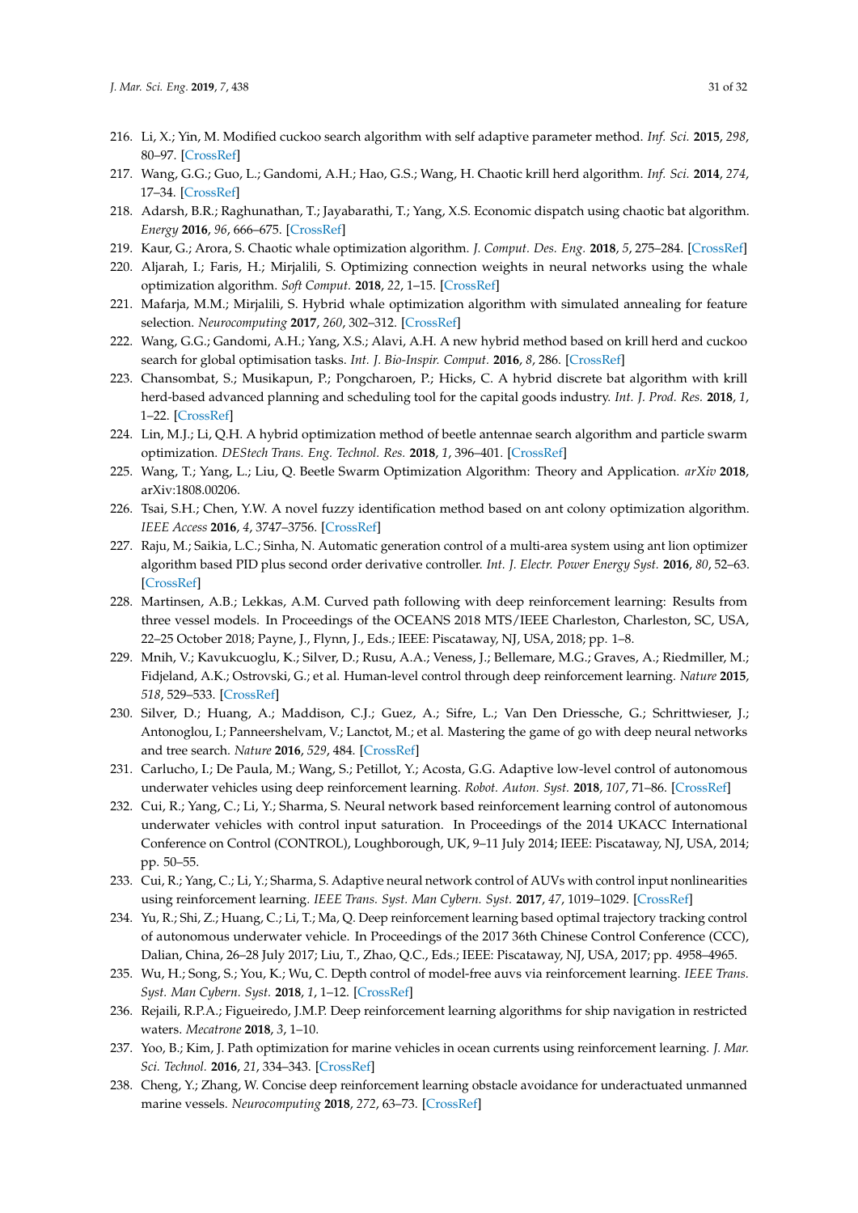216. Li, X.; Yin, M. Modified cuckoo search algorithm with self adaptive parameter method. *Inf. Sci.* **2015**, *298*, 80–97. [CrossRef]
217. Wang, G.G.; Guo, L.; Gandomi, A.H.; Hao, G.S.; Wang, H. Chaotic krill herd algorithm. *Inf. Sci.* **2014**, *274*, 17–34. [CrossRef]
218. Adarsh, B.R.; Raghunathan, T.; Jayabarathi, T.; Yang, X.S. Economic dispatch using chaotic bat algorithm. *Energy* **2016**, *96*, 666–675. [CrossRef]
219. Kaur, G.; Arora, S. Chaotic whale optimization algorithm. *J. Comput. Des. Eng.* **2018**, *5*, 275–284. [CrossRef]
220. Aljarah, I.; Faris, H.; Mirjalili, S. Optimizing connection weights in neural networks using the whale optimization algorithm. *Soft Comput.* **2018**, *22*, 1–15. [CrossRef]
221. Mafarja, M.M.; Mirjalili, S. Hybrid whale optimization algorithm with simulated annealing for feature selection. *Neurocomputing* **2017**, *260*, 302–312. [CrossRef]
222. Wang, G.G.; Gandomi, A.H.; Yang, X.S.; Alavi, A.H. A new hybrid method based on krill herd and cuckoo search for global optimisation tasks. *Int. J. Bio-Inspir. Comput.* **2016**, *8*, 286. [CrossRef]
223. Chansombat, S.; Musikapun, P.; Pongcharoen, P.; Hicks, C. A hybrid discrete bat algorithm with krill herd-based advanced planning and scheduling tool for the capital goods industry. *Int. J. Prod. Res.* **2018**, *1*, 1–22. [CrossRef]
224. Lin, M.J.; Li, Q.H. A hybrid optimization method of beetle antennae search algorithm and particle swarm optimization. *DEStech Trans. Eng. Technol. Res.* **2018**, *1*, 396–401. [CrossRef]
225. Wang, T.; Yang, L.; Liu, Q. Beetle Swarm Optimization Algorithm: Theory and Application. *arXiv* **2018**, arXiv:1808.00206.
226. Tsai, S.H.; Chen, Y.W. A novel fuzzy identification method based on ant colony optimization algorithm. *IEEE Access* **2016**, *4*, 3747–3756. [CrossRef]
227. Raju, M.; Saikia, L.C.; Sinha, N. Automatic generation control of a multi-area system using ant lion optimizer algorithm based PID plus second order derivative controller. *Int. J. Electr. Power Energy Syst.* **2016**, *80*, 52–63. [CrossRef]
228. Martinsen, A.B.; Lekkas, A.M. Curved path following with deep reinforcement learning: Results from three vessel models. In Proceedings of the OCEANS 2018 MTS/IEEE Charleston, Charleston, SC, USA, 22–25 October 2018; Payne, J., Flynn, J., Eds.; IEEE: Piscataway, NJ, USA, 2018; pp. 1–8.
229. Mnih, V.; Kavukcuoglu, K.; Silver, D.; Rusu, A.A.; Veness, J.; Bellemare, M.G.; Graves, A.; Riedmiller, M.; Fidjeland, A.K.; Ostrovski, G.; et al. Human-level control through deep reinforcement learning. *Nature* **2015**, *518*, 529–533. [CrossRef]
230. Silver, D.; Huang, A.; Maddison, C.J.; Guez, A.; Sifre, L.; Van Den Driessche, G.; Schrittwieser, J.; Antonoglou, I.; Panneershelvam, V.; Lanctot, M.; et al. Mastering the game of go with deep neural networks and tree search. *Nature* **2016**, *529*, 484. [CrossRef]
231. Carlucho, I.; De Paula, M.; Wang, S.; Petillot, Y.; Acosta, G.G. Adaptive low-level control of autonomous underwater vehicles using deep reinforcement learning. *Robot. Auton. Syst.* **2018**, *107*, 71–86. [CrossRef]
232. Cui, R.; Yang, C.; Li, Y.; Sharma, S. Neural network based reinforcement learning control of autonomous underwater vehicles with control input saturation. In Proceedings of the 2014 UKACC International Conference on Control (CONTROL), Loughborough, UK, 9–11 July 2014; IEEE: Piscataway, NJ, USA, 2014; pp. 50–55.
233. Cui, R.; Yang, C.; Li, Y.; Sharma, S. Adaptive neural network control of AUVs with control input nonlinearities using reinforcement learning. *IEEE Trans. Syst. Man Cybern. Syst.* **2017**, *47*, 1019–1029. [CrossRef]
234. Yu, R.; Shi, Z.; Huang, C.; Li, T.; Ma, Q. Deep reinforcement learning based optimal trajectory tracking control of autonomous underwater vehicle. In Proceedings of the 2017 36th Chinese Control Conference (CCC), Dalian, China, 26–28 July 2017; Liu, T., Zhao, Q.C., Eds.; IEEE: Piscataway, NJ, USA, 2017; pp. 4958–4965.
235. Wu, H.; Song, S.; You, K.; Wu, C. Depth control of model-free auvs via reinforcement learning. *IEEE Trans. Syst. Man Cybern. Syst.* **2018**, *1*, 1–12. [CrossRef]
236. Rejaili, R.P.A.; Figueiredo, J.M.P. Deep reinforcement learning algorithms for ship navigation in restricted waters. *Mecatrone* **2018**, *3*, 1–10.
237. Yoo, B.; Kim, J. Path optimization for marine vehicles in ocean currents using reinforcement learning. *J. Mar. Sci. Technol.* **2016**, *21*, 334–343. [CrossRef]
238. Cheng, Y.; Zhang, W. Concise deep reinforcement learning obstacle avoidance for underactuated unmanned marine vessels. *Neurocomputing* **2018**, *272*, 63–73. [CrossRef]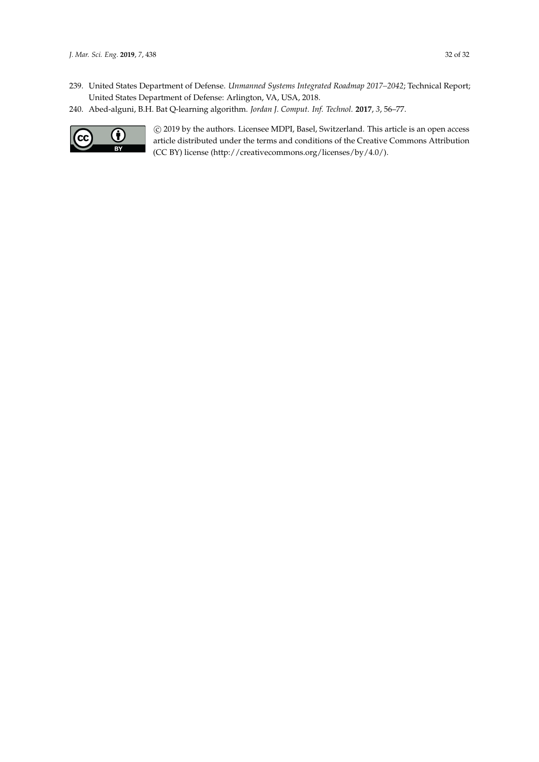239. United States Department of Defense. *Unmanned Systems Integrated Roadmap 2017–2042*; Technical Report; United States Department of Defense: Arlington, VA, USA, 2018.
240. Abed-alguni, B.H. Bat Q-learning algorithm. *Jordan J. Comput. Inf. Technol.* **2017**, *3*, 56–77.

© 2019 by the authors. Licensee MDPI, Basel, Switzerland. This article is an open access article distributed under the terms and conditions of the Creative Commons Attribution (CC BY) license (http://creativecommons.org/licenses/by/4.0/).